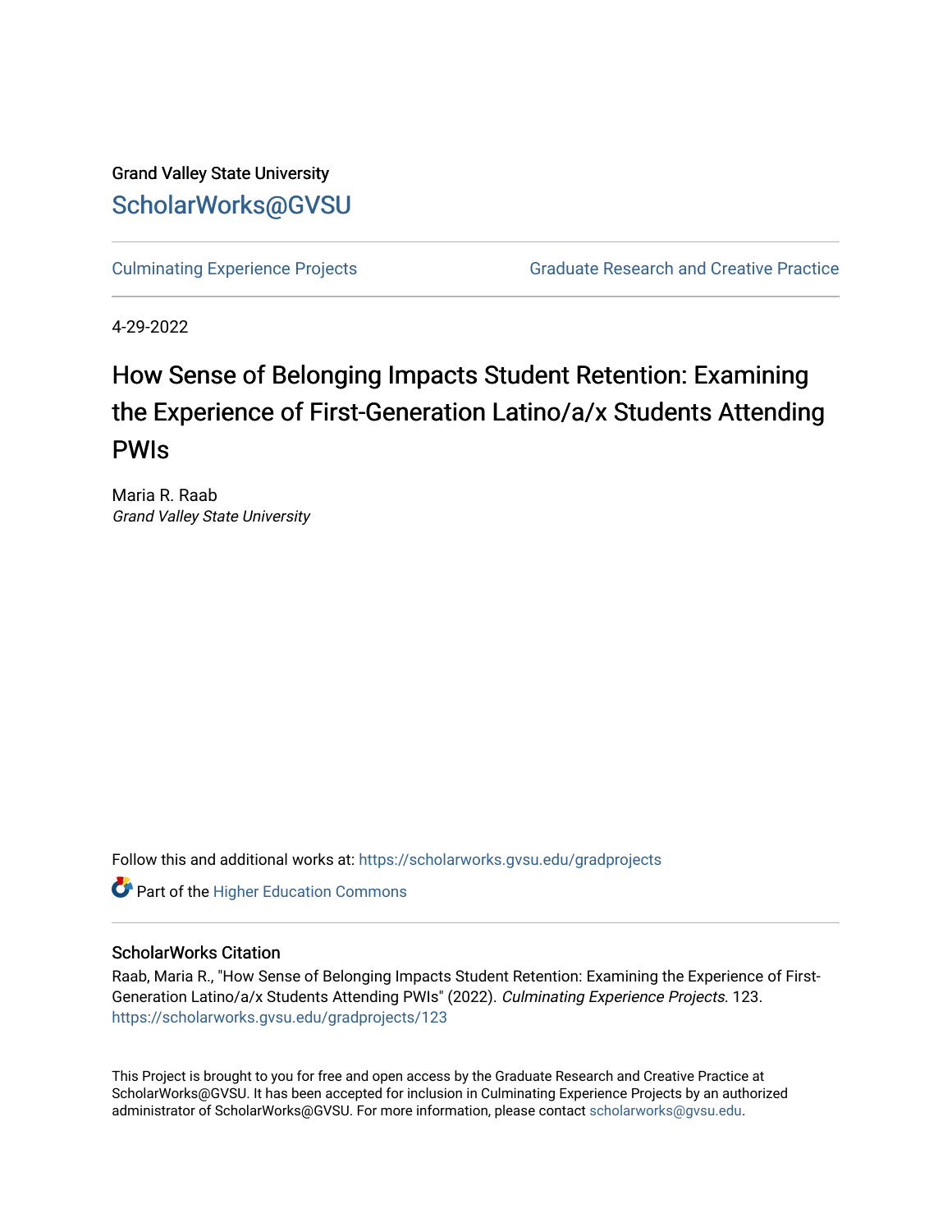Grand Valley State University

# ScholarWorks@GVSU

Culminating Experience Projects | Graduate Research and Creative Practice

4-29-2022

# How Sense of Belonging Impacts Student Retention: Examining the Experience of First-Generation Latino/a/x Students Attending PWIs

Maria R. Raab
*Grand Valley State University*

Follow this and additional works at: https://scholarworks.gvsu.edu/gradprojects

Part of the Higher Education Commons

## ScholarWorks Citation

Raab, Maria R., "How Sense of Belonging Impacts Student Retention: Examining the Experience of First-Generation Latino/a/x Students Attending PWIs" (2022). *Culminating Experience Projects*. 123.
https://scholarworks.gvsu.edu/gradprojects/123

This Project is brought to you for free and open access by the Graduate Research and Creative Practice at ScholarWorks@GVSU. It has been accepted for inclusion in Culminating Experience Projects by an authorized administrator of ScholarWorks@GVSU. For more information, please contact scholarworks@gvsu.edu.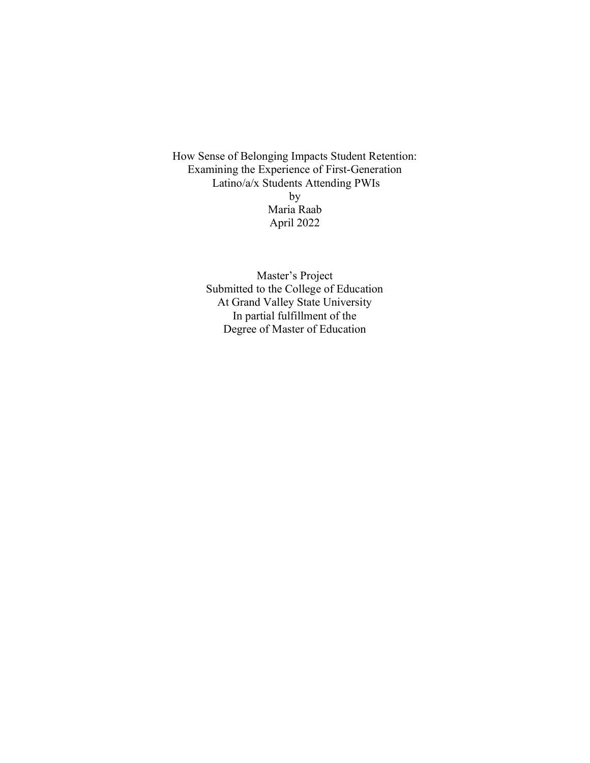How Sense of Belonging Impacts Student Retention:
Examining the Experience of First-Generation
Latino/a/x Students Attending PWIs
by
Maria Raab
April 2022

Master's Project
Submitted to the College of Education
At Grand Valley State University
In partial fulfillment of the
Degree of Master of Education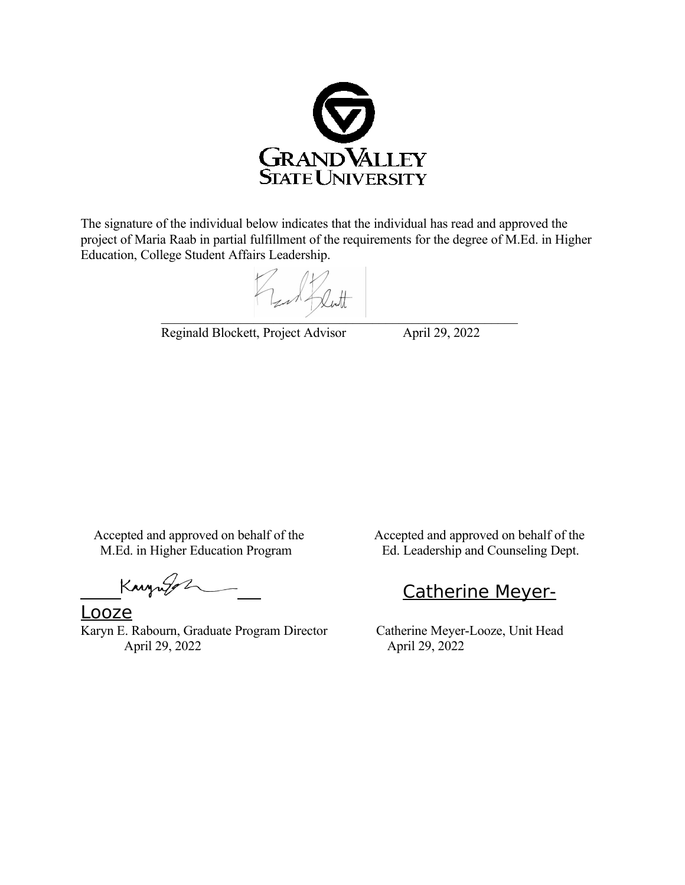GRAND VALLEY STATE UNIVERSITY

The signature of the individual below indicates that the individual has read and approved the project of Maria Raab in partial fulfillment of the requirements for the degree of M.Ed. in Higher Education, College Student Affairs Leadership.

Reginald Blockett, Project Advisor April 29, 2022

Accepted and approved on behalf of the M.Ed. in Higher Education Program

Karyn E. Rabourn, Graduate Program Director
April 29, 2022

Accepted and approved on behalf of the Ed. Leadership and Counseling Dept.

Catherine Meyer-Looze

Catherine Meyer-Looze, Unit Head
April 29, 2022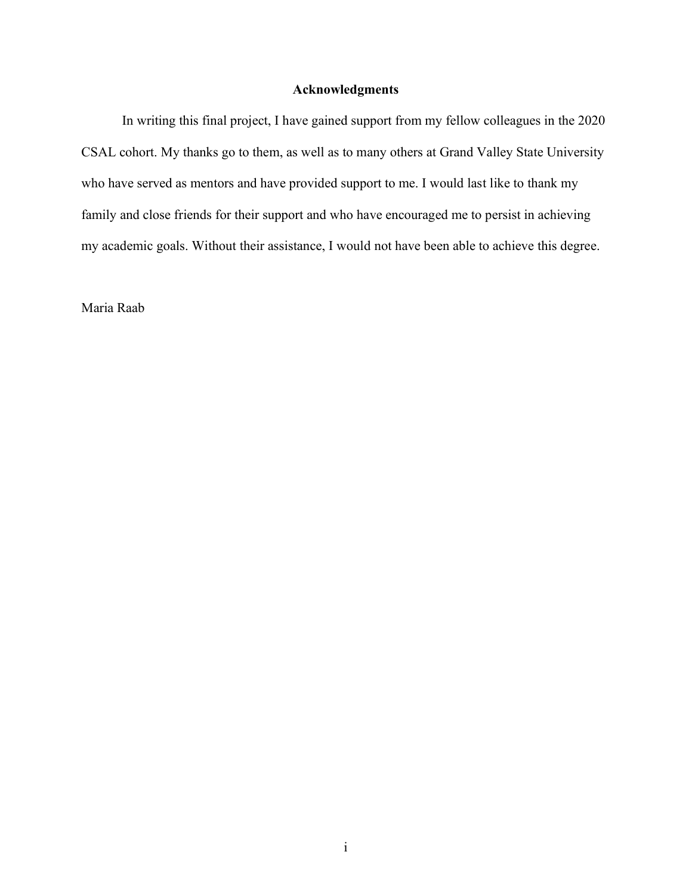# Acknowledgments

In writing this final project, I have gained support from my fellow colleagues in the 2020 CSAL cohort. My thanks go to them, as well as to many others at Grand Valley State University who have served as mentors and have provided support to me. I would last like to thank my family and close friends for their support and who have encouraged me to persist in achieving my academic goals. Without their assistance, I would not have been able to achieve this degree.

Maria Raab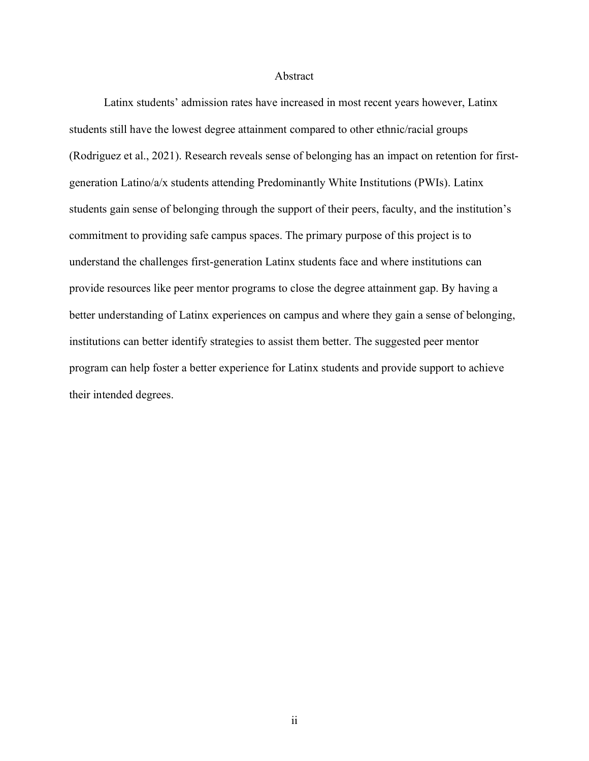# Abstract

Latinx students' admission rates have increased in most recent years however, Latinx students still have the lowest degree attainment compared to other ethnic/racial groups (Rodriguez et al., 2021). Research reveals sense of belonging has an impact on retention for first-generation Latino/a/x students attending Predominantly White Institutions (PWIs). Latinx students gain sense of belonging through the support of their peers, faculty, and the institution's commitment to providing safe campus spaces. The primary purpose of this project is to understand the challenges first-generation Latinx students face and where institutions can provide resources like peer mentor programs to close the degree attainment gap. By having a better understanding of Latinx experiences on campus and where they gain a sense of belonging, institutions can better identify strategies to assist them better. The suggested peer mentor program can help foster a better experience for Latinx students and provide support to achieve their intended degrees.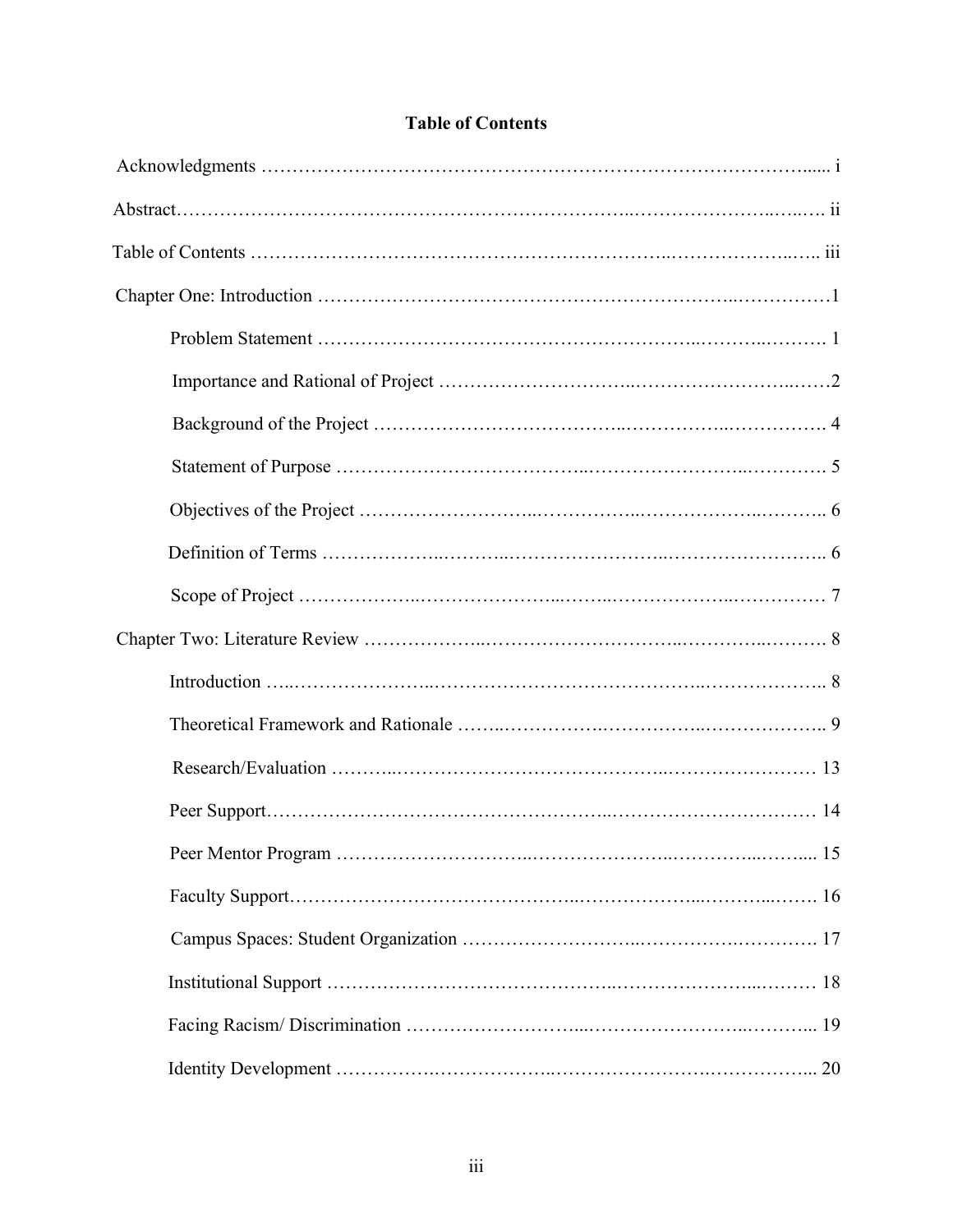**Table of Contents**

Acknowledgments ..... i

Abstract ..... ii

Table of Contents ..... iii

Chapter One: Introduction ..... 1

- Problem Statement ..... 1
- Importance and Rational of Project ..... 2
- Background of the Project ..... 4
- Statement of Purpose ..... 5
- Objectives of the Project ..... 6
- Definition of Terms ..... 6
- Scope of Project ..... 7

Chapter Two: Literature Review ..... 8

- Introduction ..... 8
- Theoretical Framework and Rationale ..... 9
- Research/Evaluation ..... 13
- Peer Support ..... 14
- Peer Mentor Program ..... 15
- Faculty Support ..... 16
- Campus Spaces: Student Organization ..... 17
- Institutional Support ..... 18
- Facing Racism/ Discrimination ..... 19
- Identity Development ..... 20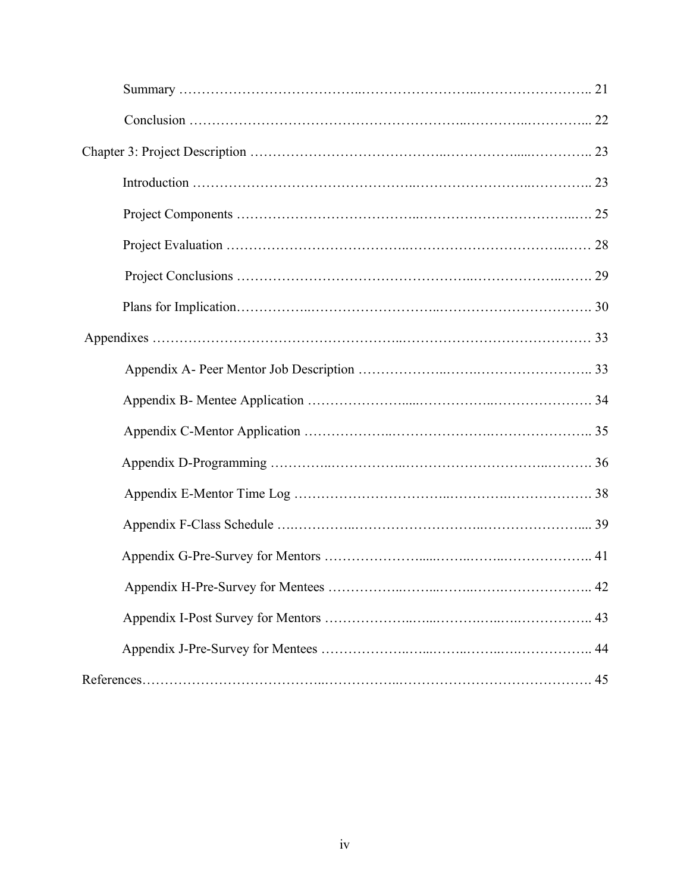Summary ........................................................................................................ 21

Conclusion ..................................................................................................... 22

Chapter 3: Project Description ............................................................................ 23

Introduction ................................................................................................... 23

Project Components ....................................................................................... 25

Project Evaluation .......................................................................................... 28

Project Conclusions ........................................................................................ 29

Plans for Implication....................................................................................... 30

Appendixes ........................................................................................................ 33

Appendix A- Peer Mentor Job Description ........................................................ 33

Appendix B- Mentee Application ..................................................................... 34

Appendix C-Mentor Application ....................................................................... 35

Appendix D-Programming ................................................................................ 36

Appendix E-Mentor Time Log ........................................................................... 38

Appendix F-Class Schedule .............................................................................. 39

Appendix G-Pre-Survey for Mentors ................................................................. 41

Appendix H-Pre-Survey for Mentees ................................................................. 42

Appendix I-Post Survey for Mentors .................................................................. 43

Appendix J-Pre-Survey for Mentees .................................................................. 44

References.......................................................................................................... 45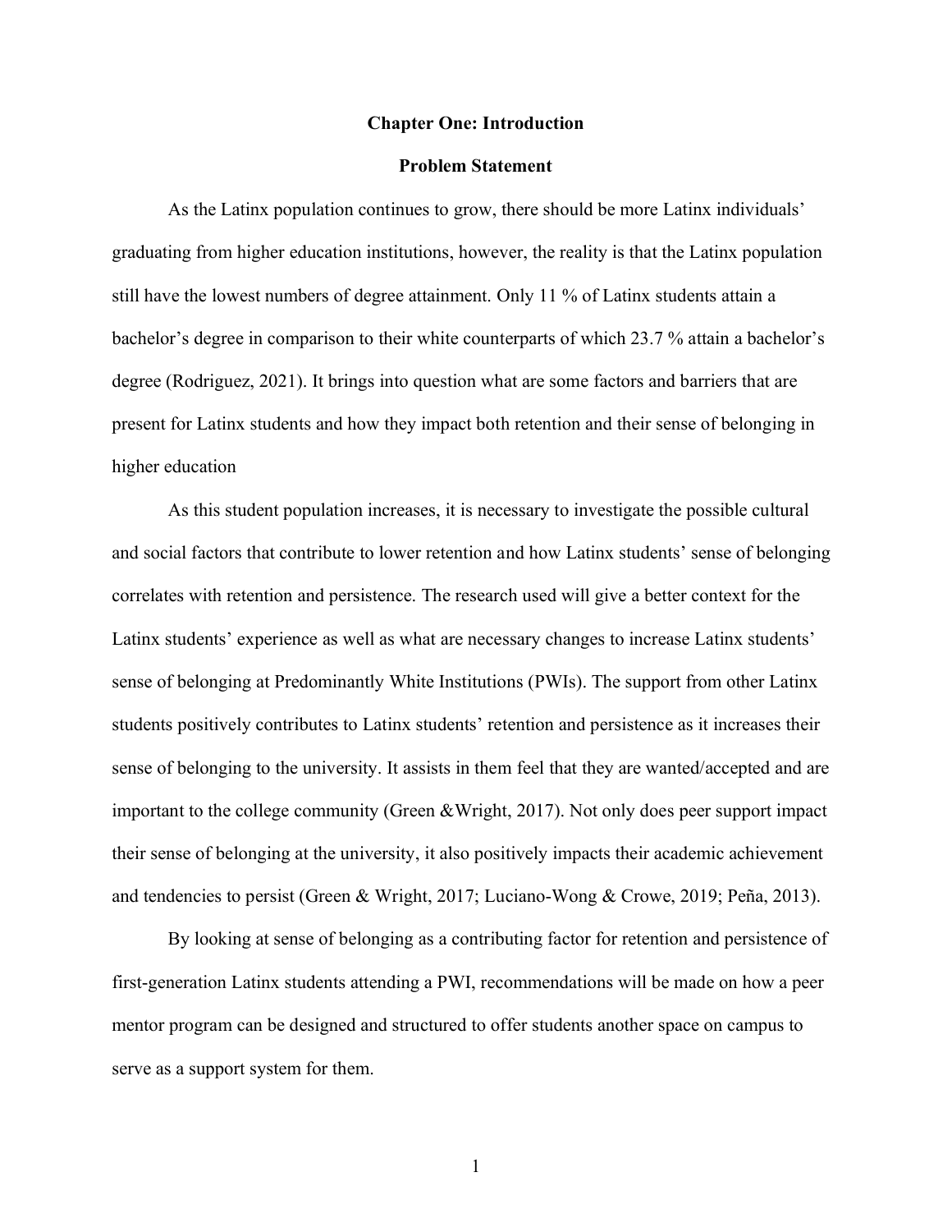# Chapter One: Introduction

## Problem Statement

As the Latinx population continues to grow, there should be more Latinx individuals' graduating from higher education institutions, however, the reality is that the Latinx population still have the lowest numbers of degree attainment. Only 11 % of Latinx students attain a bachelor's degree in comparison to their white counterparts of which 23.7 % attain a bachelor's degree (Rodriguez, 2021). It brings into question what are some factors and barriers that are present for Latinx students and how they impact both retention and their sense of belonging in higher education

As this student population increases, it is necessary to investigate the possible cultural and social factors that contribute to lower retention and how Latinx students' sense of belonging correlates with retention and persistence. The research used will give a better context for the Latinx students' experience as well as what are necessary changes to increase Latinx students' sense of belonging at Predominantly White Institutions (PWIs). The support from other Latinx students positively contributes to Latinx students' retention and persistence as it increases their sense of belonging to the university. It assists in them feel that they are wanted/accepted and are important to the college community (Green &Wright, 2017). Not only does peer support impact their sense of belonging at the university, it also positively impacts their academic achievement and tendencies to persist (Green & Wright, 2017; Luciano-Wong & Crowe, 2019; Peña, 2013).

By looking at sense of belonging as a contributing factor for retention and persistence of first-generation Latinx students attending a PWI, recommendations will be made on how a peer mentor program can be designed and structured to offer students another space on campus to serve as a support system for them.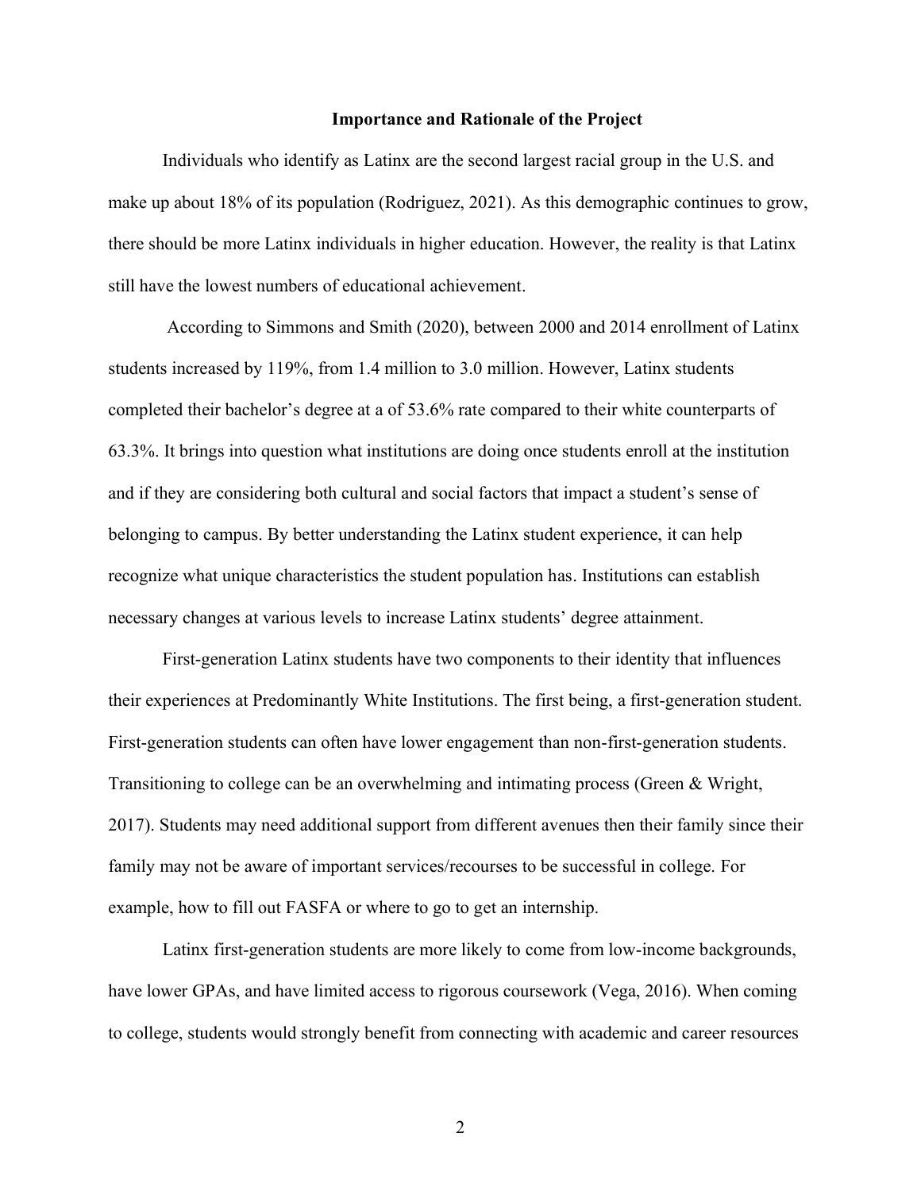## Importance and Rationale of the Project

Individuals who identify as Latinx are the second largest racial group in the U.S. and make up about 18% of its population (Rodriguez, 2021). As this demographic continues to grow, there should be more Latinx individuals in higher education. However, the reality is that Latinx still have the lowest numbers of educational achievement.

According to Simmons and Smith (2020), between 2000 and 2014 enrollment of Latinx students increased by 119%, from 1.4 million to 3.0 million. However, Latinx students completed their bachelor's degree at a of 53.6% rate compared to their white counterparts of 63.3%. It brings into question what institutions are doing once students enroll at the institution and if they are considering both cultural and social factors that impact a student's sense of belonging to campus. By better understanding the Latinx student experience, it can help recognize what unique characteristics the student population has. Institutions can establish necessary changes at various levels to increase Latinx students' degree attainment.

First-generation Latinx students have two components to their identity that influences their experiences at Predominantly White Institutions. The first being, a first-generation student. First-generation students can often have lower engagement than non-first-generation students. Transitioning to college can be an overwhelming and intimating process (Green & Wright, 2017). Students may need additional support from different avenues then their family since their family may not be aware of important services/recourses to be successful in college. For example, how to fill out FASFA or where to go to get an internship.

Latinx first-generation students are more likely to come from low-income backgrounds, have lower GPAs, and have limited access to rigorous coursework (Vega, 2016). When coming to college, students would strongly benefit from connecting with academic and career resources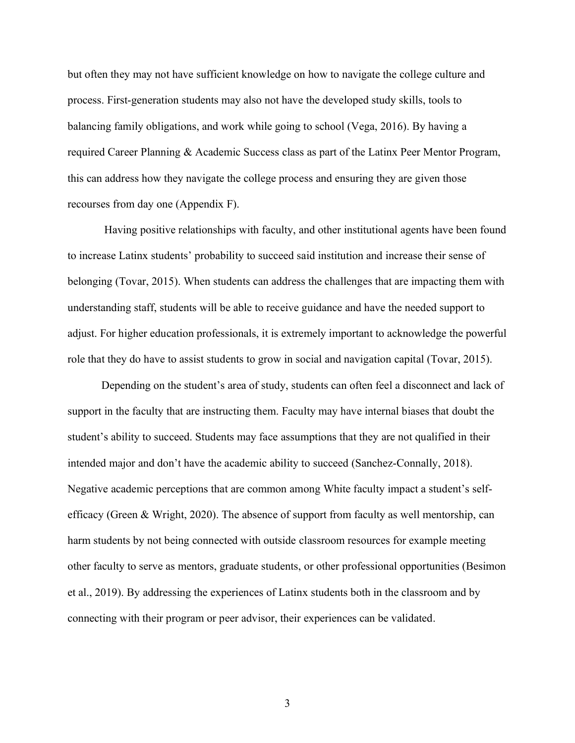but often they may not have sufficient knowledge on how to navigate the college culture and process. First-generation students may also not have the developed study skills, tools to balancing family obligations, and work while going to school (Vega, 2016). By having a required Career Planning & Academic Success class as part of the Latinx Peer Mentor Program, this can address how they navigate the college process and ensuring they are given those recourses from day one (Appendix F).

Having positive relationships with faculty, and other institutional agents have been found to increase Latinx students' probability to succeed said institution and increase their sense of belonging (Tovar, 2015). When students can address the challenges that are impacting them with understanding staff, students will be able to receive guidance and have the needed support to adjust. For higher education professionals, it is extremely important to acknowledge the powerful role that they do have to assist students to grow in social and navigation capital (Tovar, 2015).

Depending on the student's area of study, students can often feel a disconnect and lack of support in the faculty that are instructing them. Faculty may have internal biases that doubt the student's ability to succeed. Students may face assumptions that they are not qualified in their intended major and don't have the academic ability to succeed (Sanchez-Connally, 2018). Negative academic perceptions that are common among White faculty impact a student's self-efficacy (Green & Wright, 2020). The absence of support from faculty as well mentorship, can harm students by not being connected with outside classroom resources for example meeting other faculty to serve as mentors, graduate students, or other professional opportunities (Besimon et al., 2019). By addressing the experiences of Latinx students both in the classroom and by connecting with their program or peer advisor, their experiences can be validated.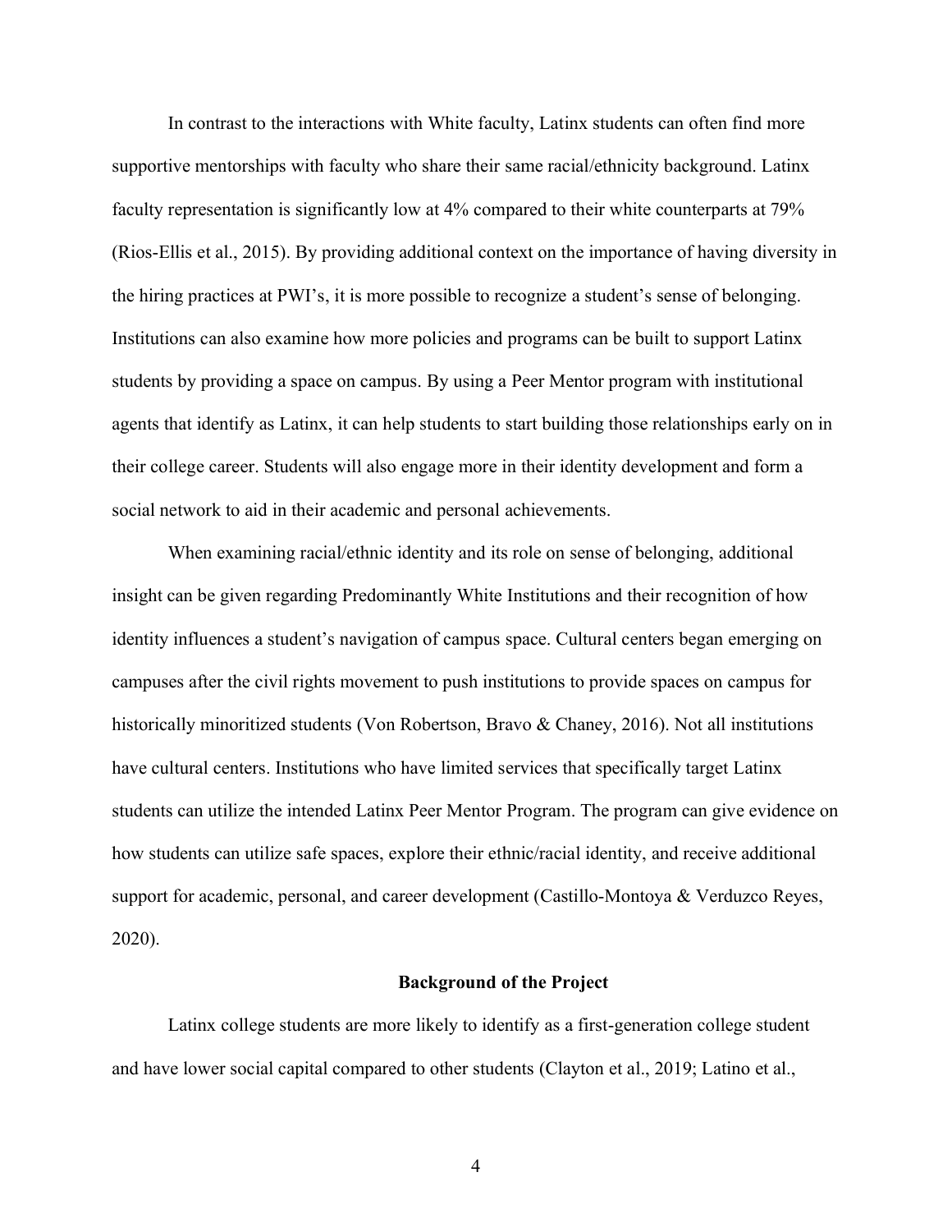In contrast to the interactions with White faculty, Latinx students can often find more supportive mentorships with faculty who share their same racial/ethnicity background. Latinx faculty representation is significantly low at 4% compared to their white counterparts at 79% (Rios-Ellis et al., 2015). By providing additional context on the importance of having diversity in the hiring practices at PWI's, it is more possible to recognize a student's sense of belonging. Institutions can also examine how more policies and programs can be built to support Latinx students by providing a space on campus. By using a Peer Mentor program with institutional agents that identify as Latinx, it can help students to start building those relationships early on in their college career. Students will also engage more in their identity development and form a social network to aid in their academic and personal achievements.

When examining racial/ethnic identity and its role on sense of belonging, additional insight can be given regarding Predominantly White Institutions and their recognition of how identity influences a student's navigation of campus space. Cultural centers began emerging on campuses after the civil rights movement to push institutions to provide spaces on campus for historically minoritized students (Von Robertson, Bravo & Chaney, 2016). Not all institutions have cultural centers. Institutions who have limited services that specifically target Latinx students can utilize the intended Latinx Peer Mentor Program. The program can give evidence on how students can utilize safe spaces, explore their ethnic/racial identity, and receive additional support for academic, personal, and career development (Castillo-Montoya & Verduzco Reyes, 2020).

## Background of the Project

Latinx college students are more likely to identify as a first-generation college student and have lower social capital compared to other students (Clayton et al., 2019; Latino et al.,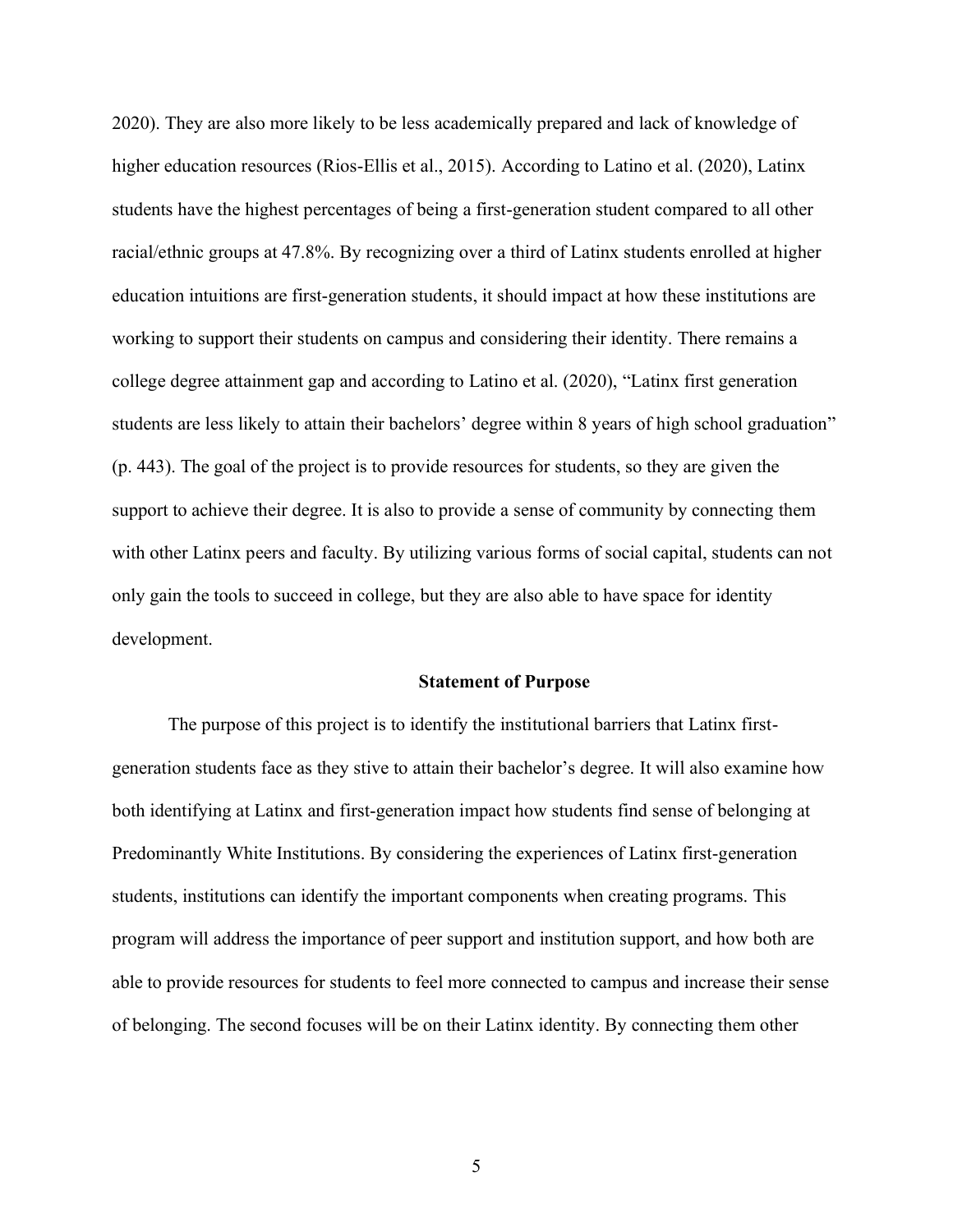2020). They are also more likely to be less academically prepared and lack of knowledge of higher education resources (Rios-Ellis et al., 2015). According to Latino et al. (2020), Latinx students have the highest percentages of being a first-generation student compared to all other racial/ethnic groups at 47.8%. By recognizing over a third of Latinx students enrolled at higher education intuitions are first-generation students, it should impact at how these institutions are working to support their students on campus and considering their identity. There remains a college degree attainment gap and according to Latino et al. (2020), "Latinx first generation students are less likely to attain their bachelors' degree within 8 years of high school graduation" (p. 443). The goal of the project is to provide resources for students, so they are given the support to achieve their degree. It is also to provide a sense of community by connecting them with other Latinx peers and faculty. By utilizing various forms of social capital, students can not only gain the tools to succeed in college, but they are also able to have space for identity development.

## Statement of Purpose

The purpose of this project is to identify the institutional barriers that Latinx first-generation students face as they stive to attain their bachelor's degree. It will also examine how both identifying at Latinx and first-generation impact how students find sense of belonging at Predominantly White Institutions. By considering the experiences of Latinx first-generation students, institutions can identify the important components when creating programs. This program will address the importance of peer support and institution support, and how both are able to provide resources for students to feel more connected to campus and increase their sense of belonging. The second focuses will be on their Latinx identity. By connecting them other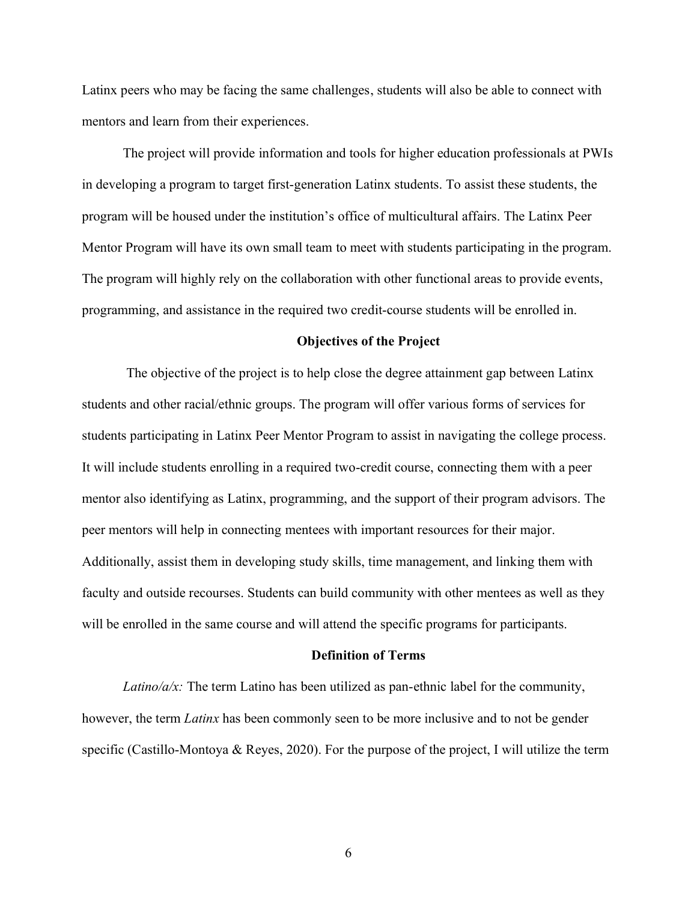Latinx peers who may be facing the same challenges, students will also be able to connect with mentors and learn from their experiences.

The project will provide information and tools for higher education professionals at PWIs in developing a program to target first-generation Latinx students. To assist these students, the program will be housed under the institution's office of multicultural affairs. The Latinx Peer Mentor Program will have its own small team to meet with students participating in the program. The program will highly rely on the collaboration with other functional areas to provide events, programming, and assistance in the required two credit-course students will be enrolled in.

## Objectives of the Project

The objective of the project is to help close the degree attainment gap between Latinx students and other racial/ethnic groups. The program will offer various forms of services for students participating in Latinx Peer Mentor Program to assist in navigating the college process. It will include students enrolling in a required two-credit course, connecting them with a peer mentor also identifying as Latinx, programming, and the support of their program advisors. The peer mentors will help in connecting mentees with important resources for their major. Additionally, assist them in developing study skills, time management, and linking them with faculty and outside recourses. Students can build community with other mentees as well as they will be enrolled in the same course and will attend the specific programs for participants.

## Definition of Terms

*Latino/a/x:* The term Latino has been utilized as pan-ethnic label for the community, however, the term *Latinx* has been commonly seen to be more inclusive and to not be gender specific (Castillo-Montoya & Reyes, 2020). For the purpose of the project, I will utilize the term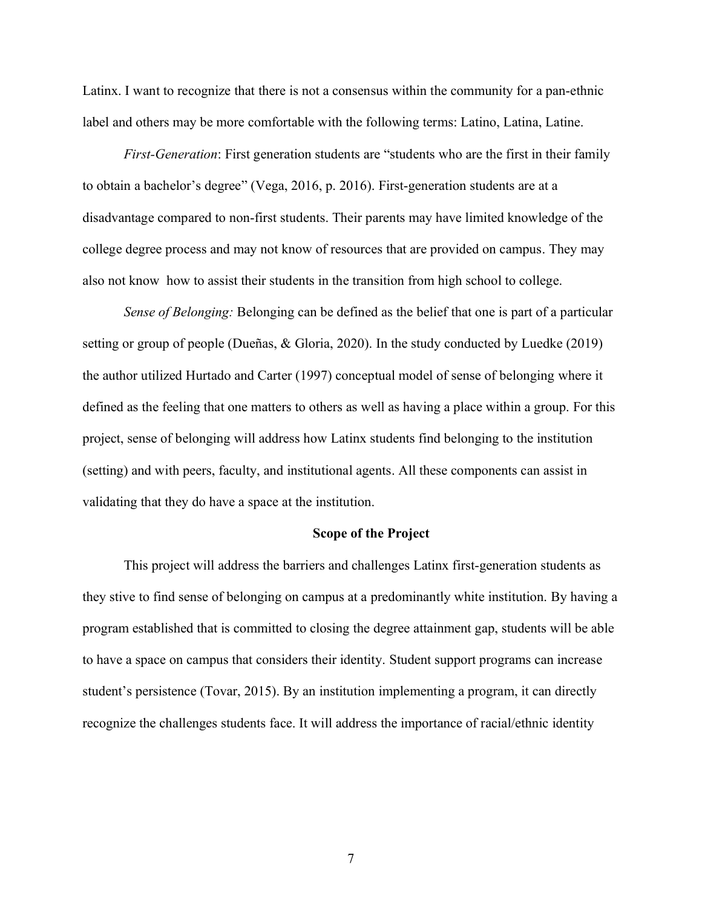Latinx. I want to recognize that there is not a consensus within the community for a pan-ethnic label and others may be more comfortable with the following terms: Latino, Latina, Latine.

*First-Generation*: First generation students are "students who are the first in their family to obtain a bachelor's degree" (Vega, 2016, p. 2016). First-generation students are at a disadvantage compared to non-first students. Their parents may have limited knowledge of the college degree process and may not know of resources that are provided on campus. They may also not know  how to assist their students in the transition from high school to college.

*Sense of Belonging:* Belonging can be defined as the belief that one is part of a particular setting or group of people (Dueñas, & Gloria, 2020). In the study conducted by Luedke (2019) the author utilized Hurtado and Carter (1997) conceptual model of sense of belonging where it defined as the feeling that one matters to others as well as having a place within a group. For this project, sense of belonging will address how Latinx students find belonging to the institution (setting) and with peers, faculty, and institutional agents. All these components can assist in validating that they do have a space at the institution.

## Scope of the Project

This project will address the barriers and challenges Latinx first-generation students as they stive to find sense of belonging on campus at a predominantly white institution. By having a program established that is committed to closing the degree attainment gap, students will be able to have a space on campus that considers their identity. Student support programs can increase student's persistence (Tovar, 2015). By an institution implementing a program, it can directly recognize the challenges students face. It will address the importance of racial/ethnic identity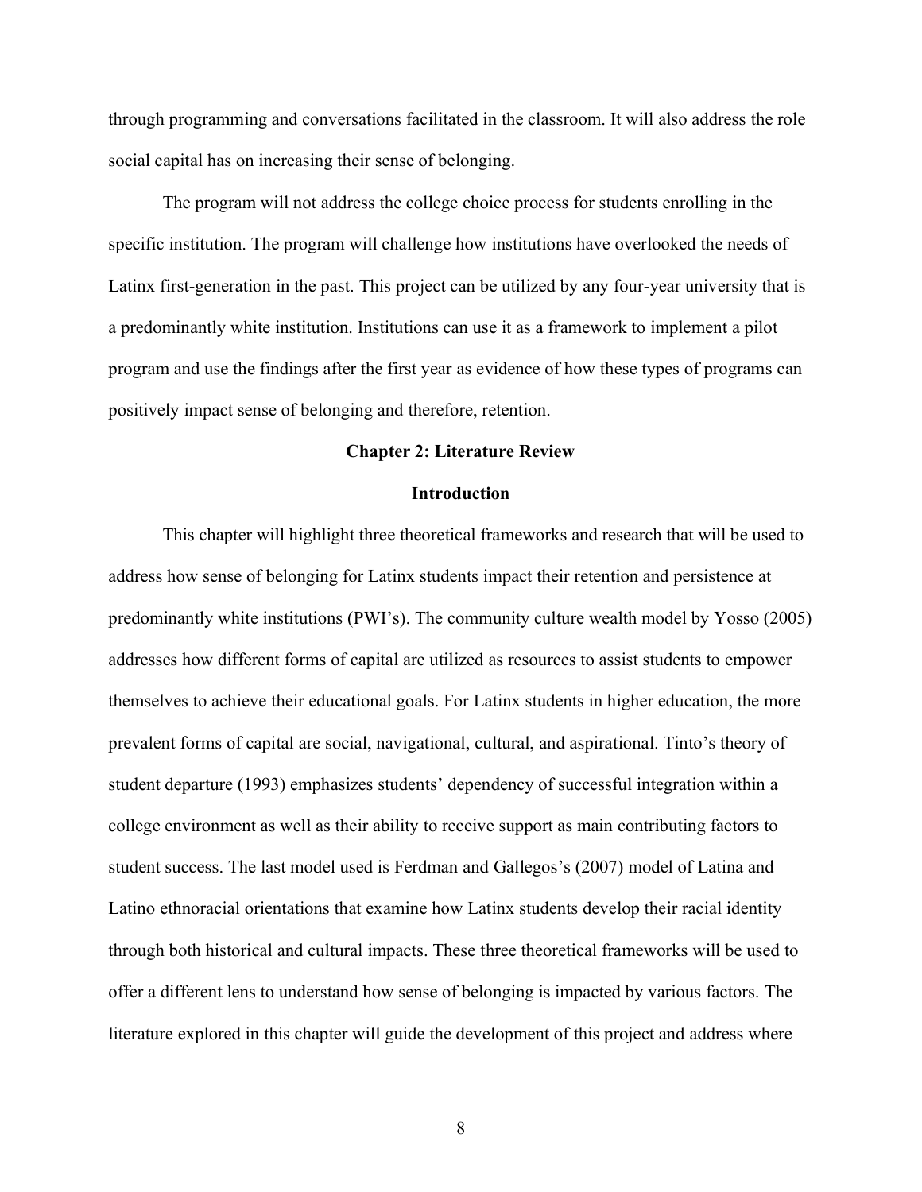through programming and conversations facilitated in the classroom. It will also address the role social capital has on increasing their sense of belonging.

The program will not address the college choice process for students enrolling in the specific institution. The program will challenge how institutions have overlooked the needs of Latinx first-generation in the past. This project can be utilized by any four-year university that is a predominantly white institution. Institutions can use it as a framework to implement a pilot program and use the findings after the first year as evidence of how these types of programs can positively impact sense of belonging and therefore, retention.

## Chapter 2: Literature Review

### Introduction

This chapter will highlight three theoretical frameworks and research that will be used to address how sense of belonging for Latinx students impact their retention and persistence at predominantly white institutions (PWI's). The community culture wealth model by Yosso (2005) addresses how different forms of capital are utilized as resources to assist students to empower themselves to achieve their educational goals. For Latinx students in higher education, the more prevalent forms of capital are social, navigational, cultural, and aspirational. Tinto's theory of student departure (1993) emphasizes students' dependency of successful integration within a college environment as well as their ability to receive support as main contributing factors to student success. The last model used is Ferdman and Gallegos's (2007) model of Latina and Latino ethnoracial orientations that examine how Latinx students develop their racial identity through both historical and cultural impacts. These three theoretical frameworks will be used to offer a different lens to understand how sense of belonging is impacted by various factors. The literature explored in this chapter will guide the development of this project and address where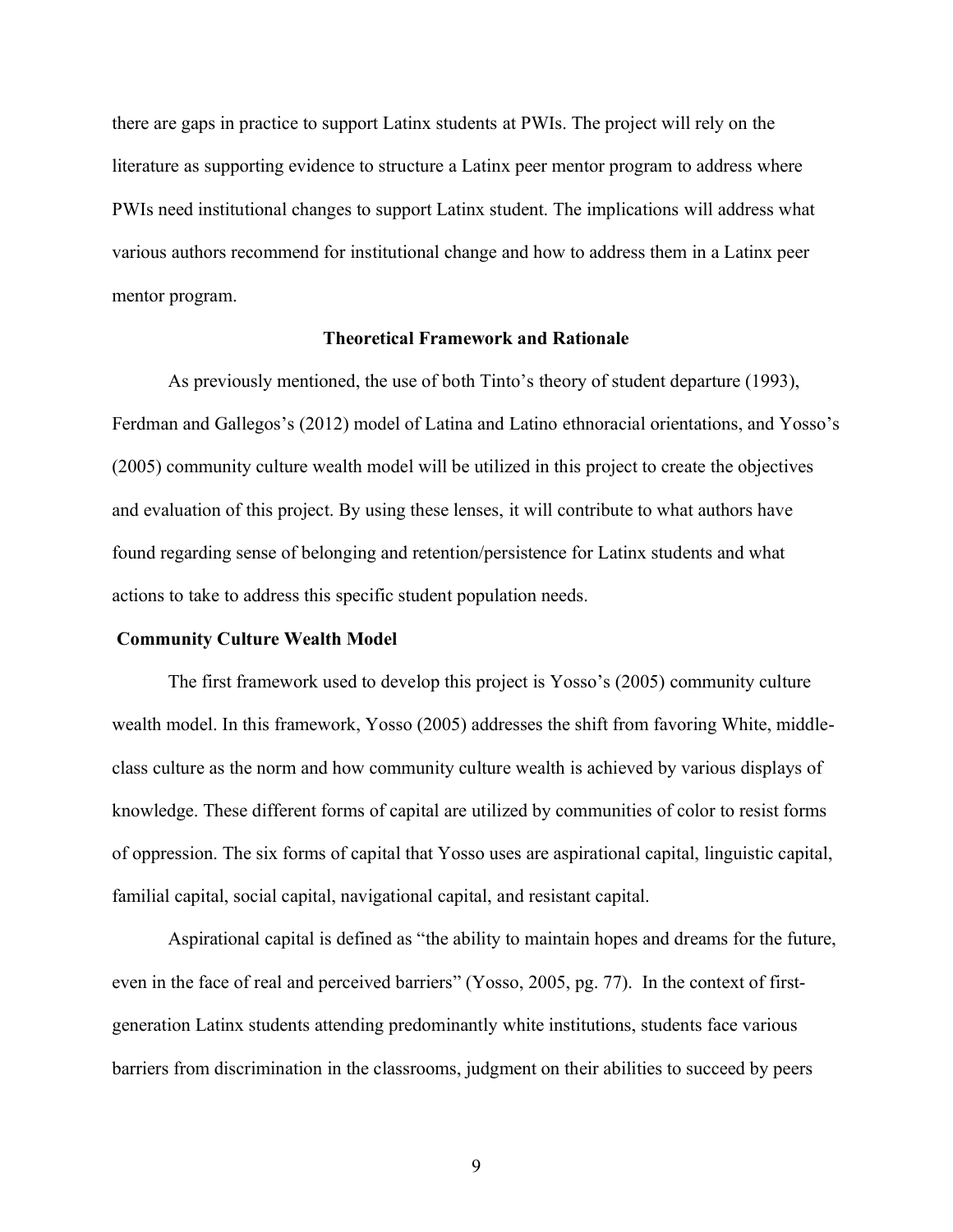there are gaps in practice to support Latinx students at PWIs. The project will rely on the literature as supporting evidence to structure a Latinx peer mentor program to address where PWIs need institutional changes to support Latinx student. The implications will address what various authors recommend for institutional change and how to address them in a Latinx peer mentor program.

## Theoretical Framework and Rationale

As previously mentioned, the use of both Tinto's theory of student departure (1993), Ferdman and Gallegos's (2012) model of Latina and Latino ethnoracial orientations, and Yosso's (2005) community culture wealth model will be utilized in this project to create the objectives and evaluation of this project. By using these lenses, it will contribute to what authors have found regarding sense of belonging and retention/persistence for Latinx students and what actions to take to address this specific student population needs.

### Community Culture Wealth Model

The first framework used to develop this project is Yosso's (2005) community culture wealth model. In this framework, Yosso (2005) addresses the shift from favoring White, middle-class culture as the norm and how community culture wealth is achieved by various displays of knowledge. These different forms of capital are utilized by communities of color to resist forms of oppression. The six forms of capital that Yosso uses are aspirational capital, linguistic capital, familial capital, social capital, navigational capital, and resistant capital.

Aspirational capital is defined as "the ability to maintain hopes and dreams for the future, even in the face of real and perceived barriers" (Yosso, 2005, pg. 77). In the context of first-generation Latinx students attending predominantly white institutions, students face various barriers from discrimination in the classrooms, judgment on their abilities to succeed by peers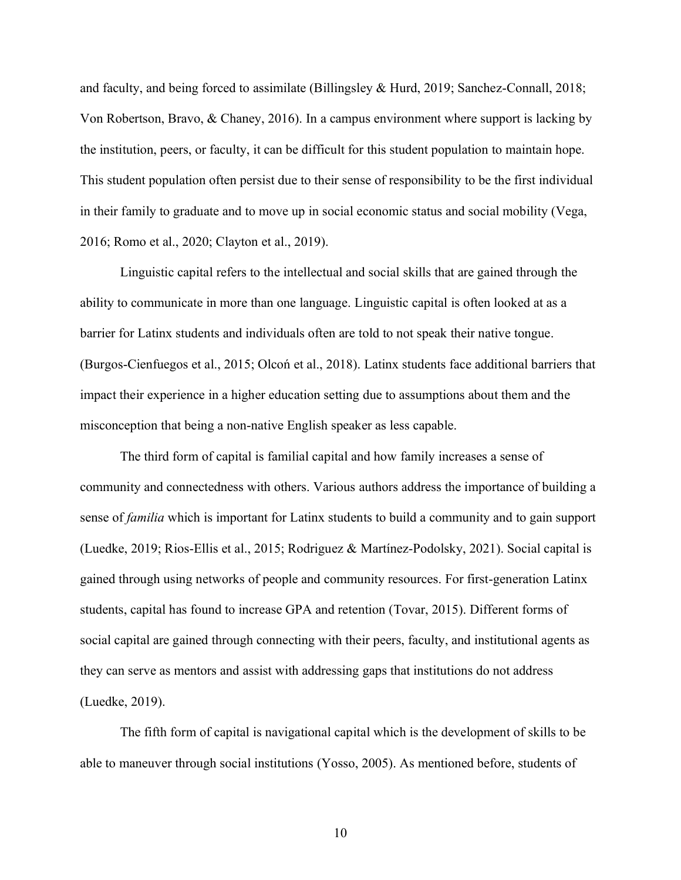and faculty, and being forced to assimilate (Billingsley & Hurd, 2019; Sanchez-Connall, 2018; Von Robertson, Bravo, & Chaney, 2016). In a campus environment where support is lacking by the institution, peers, or faculty, it can be difficult for this student population to maintain hope. This student population often persist due to their sense of responsibility to be the first individual in their family to graduate and to move up in social economic status and social mobility (Vega, 2016; Romo et al., 2020; Clayton et al., 2019).

Linguistic capital refers to the intellectual and social skills that are gained through the ability to communicate in more than one language. Linguistic capital is often looked at as a barrier for Latinx students and individuals often are told to not speak their native tongue. (Burgos-Cienfuegos et al., 2015; Olcoń et al., 2018). Latinx students face additional barriers that impact their experience in a higher education setting due to assumptions about them and the misconception that being a non-native English speaker as less capable.

The third form of capital is familial capital and how family increases a sense of community and connectedness with others. Various authors address the importance of building a sense of *familia* which is important for Latinx students to build a community and to gain support (Luedke, 2019; Rios-Ellis et al., 2015; Rodriguez & Martínez-Podolsky, 2021). Social capital is gained through using networks of people and community resources. For first-generation Latinx students, capital has found to increase GPA and retention (Tovar, 2015). Different forms of social capital are gained through connecting with their peers, faculty, and institutional agents as they can serve as mentors and assist with addressing gaps that institutions do not address (Luedke, 2019).

The fifth form of capital is navigational capital which is the development of skills to be able to maneuver through social institutions (Yosso, 2005). As mentioned before, students of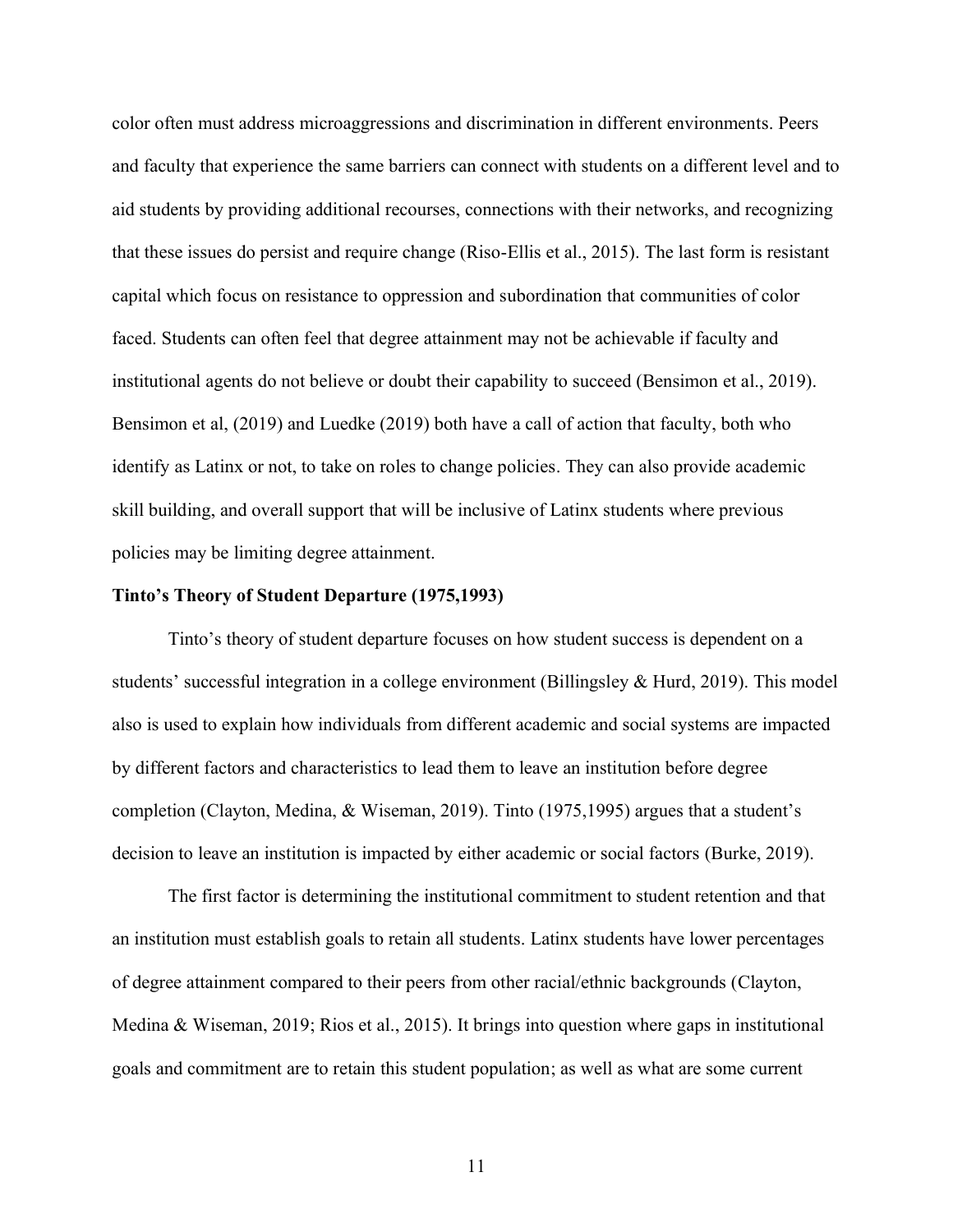color often must address microaggressions and discrimination in different environments. Peers and faculty that experience the same barriers can connect with students on a different level and to aid students by providing additional recourses, connections with their networks, and recognizing that these issues do persist and require change (Riso-Ellis et al., 2015). The last form is resistant capital which focus on resistance to oppression and subordination that communities of color faced. Students can often feel that degree attainment may not be achievable if faculty and institutional agents do not believe or doubt their capability to succeed (Bensimon et al., 2019). Bensimon et al, (2019) and Luedke (2019) both have a call of action that faculty, both who identify as Latinx or not, to take on roles to change policies. They can also provide academic skill building, and overall support that will be inclusive of Latinx students where previous policies may be limiting degree attainment.

**Tinto's Theory of Student Departure (1975,1993)**

Tinto's theory of student departure focuses on how student success is dependent on a students' successful integration in a college environment (Billingsley & Hurd, 2019). This model also is used to explain how individuals from different academic and social systems are impacted by different factors and characteristics to lead them to leave an institution before degree completion (Clayton, Medina, & Wiseman, 2019). Tinto (1975,1995) argues that a student's decision to leave an institution is impacted by either academic or social factors (Burke, 2019).

The first factor is determining the institutional commitment to student retention and that an institution must establish goals to retain all students. Latinx students have lower percentages of degree attainment compared to their peers from other racial/ethnic backgrounds (Clayton, Medina & Wiseman, 2019; Rios et al., 2015). It brings into question where gaps in institutional goals and commitment are to retain this student population; as well as what are some current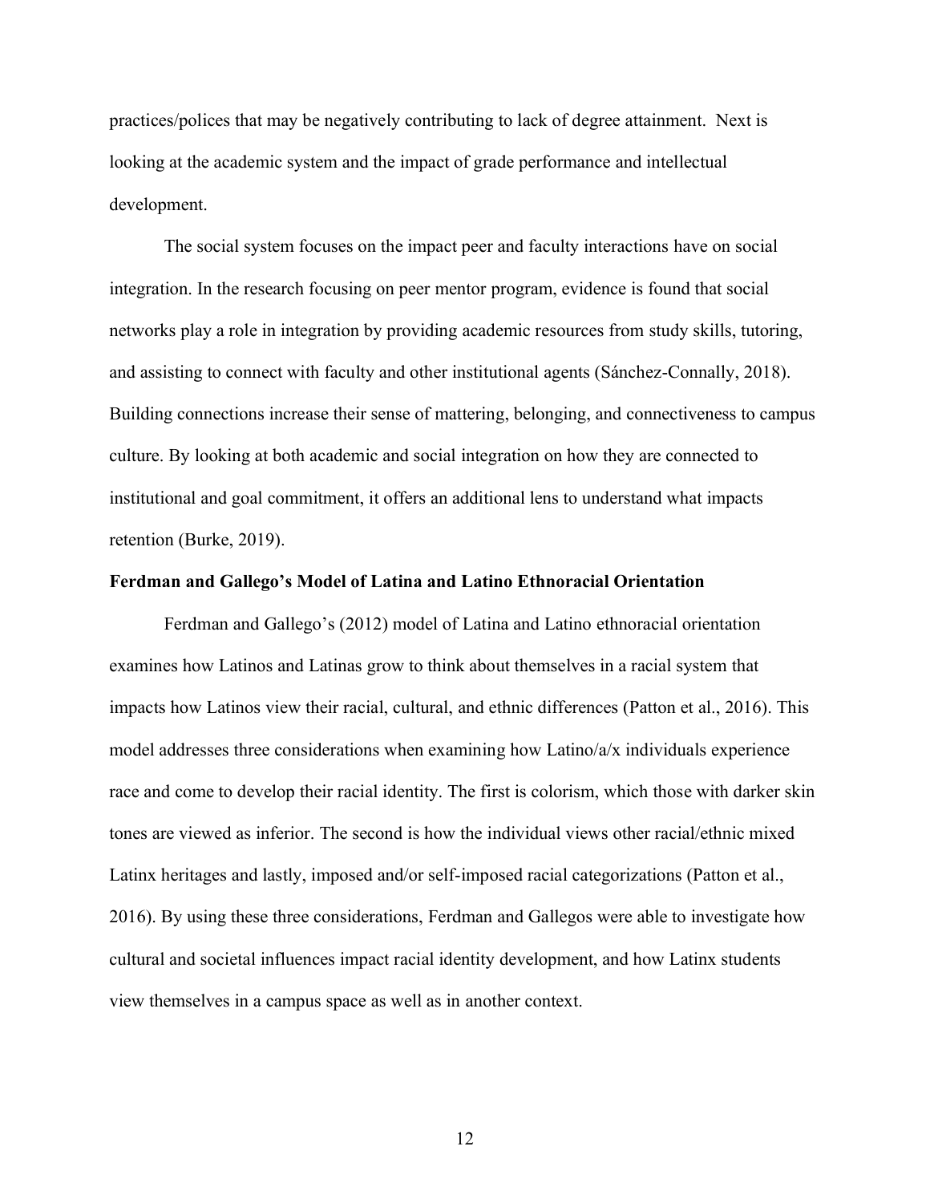practices/polices that may be negatively contributing to lack of degree attainment. Next is looking at the academic system and the impact of grade performance and intellectual development.

The social system focuses on the impact peer and faculty interactions have on social integration. In the research focusing on peer mentor program, evidence is found that social networks play a role in integration by providing academic resources from study skills, tutoring, and assisting to connect with faculty and other institutional agents (Sánchez-Connally, 2018). Building connections increase their sense of mattering, belonging, and connectiveness to campus culture. By looking at both academic and social integration on how they are connected to institutional and goal commitment, it offers an additional lens to understand what impacts retention (Burke, 2019).

## Ferdman and Gallego's Model of Latina and Latino Ethnoracial Orientation

Ferdman and Gallego's (2012) model of Latina and Latino ethnoracial orientation examines how Latinos and Latinas grow to think about themselves in a racial system that impacts how Latinos view their racial, cultural, and ethnic differences (Patton et al., 2016). This model addresses three considerations when examining how Latino/a/x individuals experience race and come to develop their racial identity. The first is colorism, which those with darker skin tones are viewed as inferior. The second is how the individual views other racial/ethnic mixed Latinx heritages and lastly, imposed and/or self-imposed racial categorizations (Patton et al., 2016). By using these three considerations, Ferdman and Gallegos were able to investigate how cultural and societal influences impact racial identity development, and how Latinx students view themselves in a campus space as well as in another context.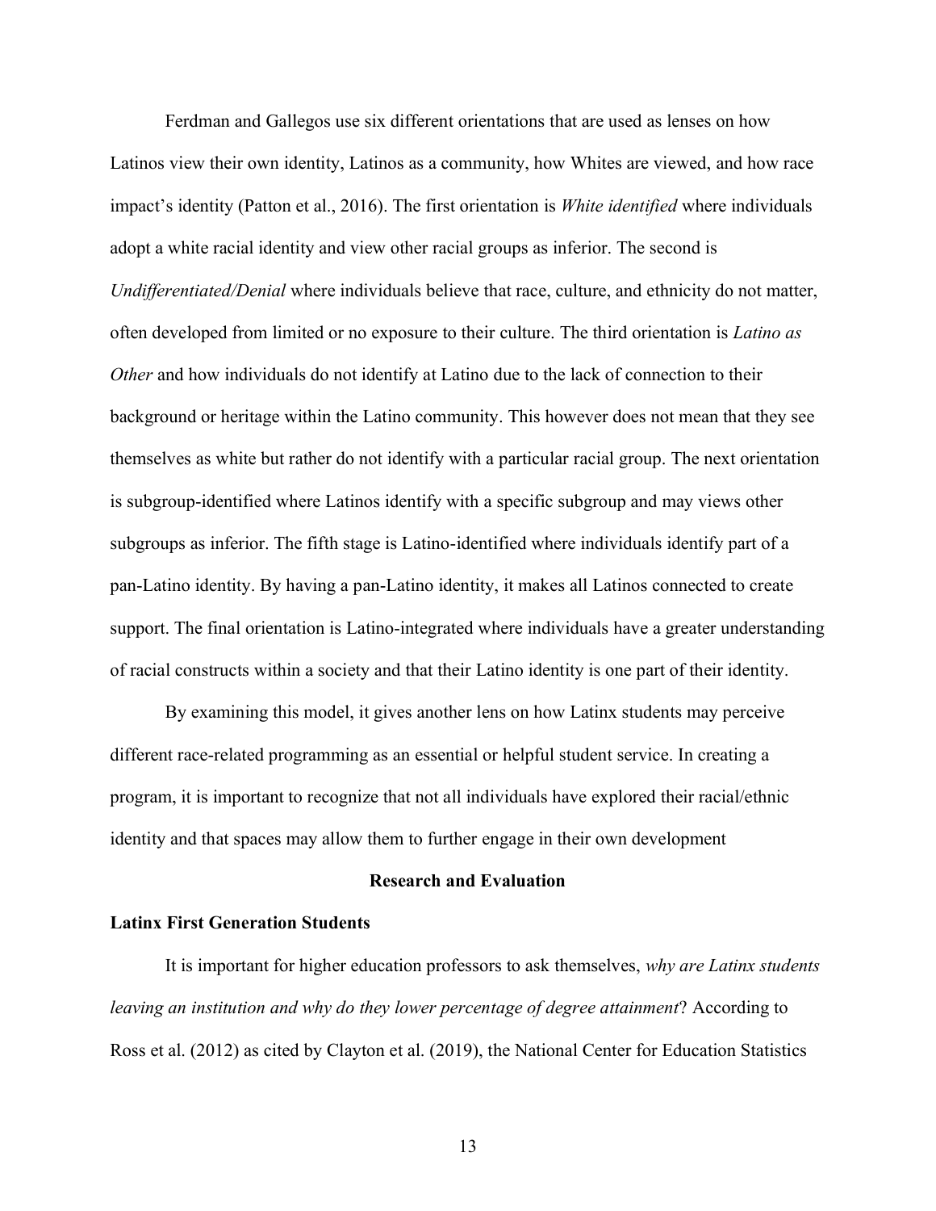Ferdman and Gallegos use six different orientations that are used as lenses on how Latinos view their own identity, Latinos as a community, how Whites are viewed, and how race impact's identity (Patton et al., 2016). The first orientation is *White identified* where individuals adopt a white racial identity and view other racial groups as inferior. The second is *Undifferentiated/Denial* where individuals believe that race, culture, and ethnicity do not matter, often developed from limited or no exposure to their culture. The third orientation is *Latino as Other* and how individuals do not identify at Latino due to the lack of connection to their background or heritage within the Latino community. This however does not mean that they see themselves as white but rather do not identify with a particular racial group. The next orientation is subgroup-identified where Latinos identify with a specific subgroup and may views other subgroups as inferior. The fifth stage is Latino-identified where individuals identify part of a pan-Latino identity. By having a pan-Latino identity, it makes all Latinos connected to create support. The final orientation is Latino-integrated where individuals have a greater understanding of racial constructs within a society and that their Latino identity is one part of their identity.

By examining this model, it gives another lens on how Latinx students may perceive different race-related programming as an essential or helpful student service. In creating a program, it is important to recognize that not all individuals have explored their racial/ethnic identity and that spaces may allow them to further engage in their own development

## Research and Evaluation

### Latinx First Generation Students

It is important for higher education professors to ask themselves, *why are Latinx students leaving an institution and why do they lower percentage of degree attainment*? According to Ross et al. (2012) as cited by Clayton et al. (2019), the National Center for Education Statistics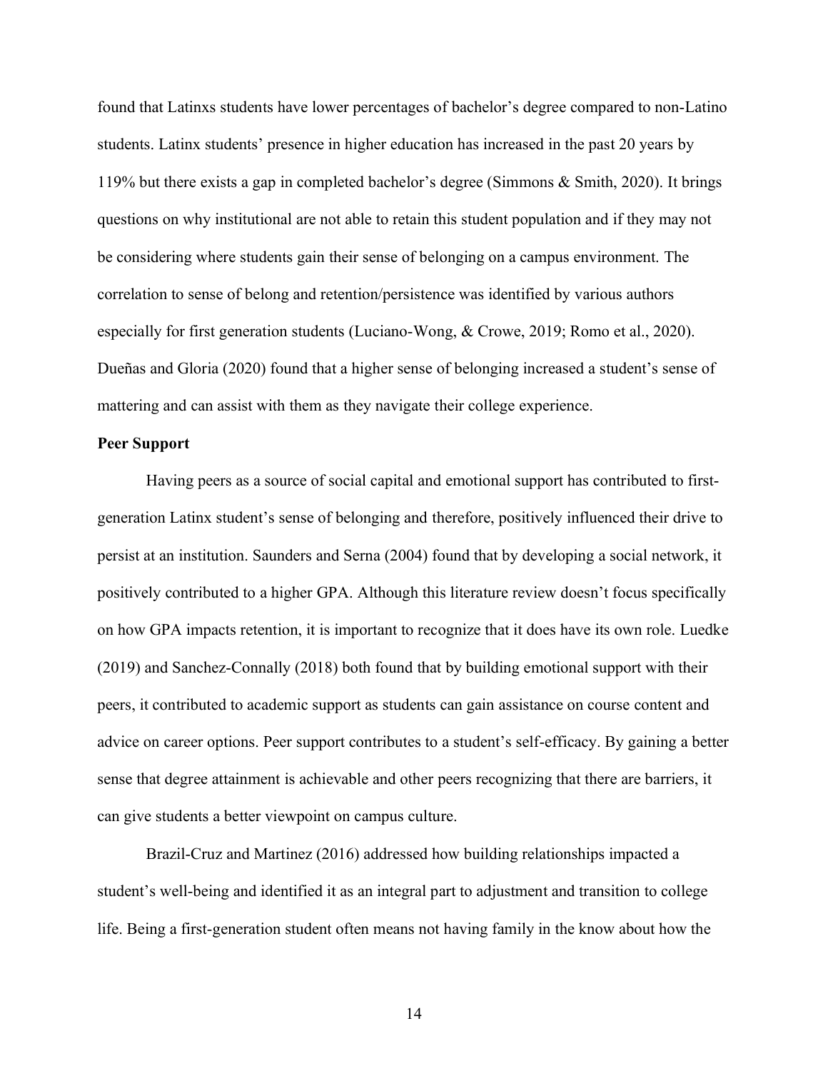found that Latinxs students have lower percentages of bachelor's degree compared to non-Latino students. Latinx students' presence in higher education has increased in the past 20 years by 119% but there exists a gap in completed bachelor's degree (Simmons & Smith, 2020). It brings questions on why institutional are not able to retain this student population and if they may not be considering where students gain their sense of belonging on a campus environment. The correlation to sense of belong and retention/persistence was identified by various authors especially for first generation students (Luciano-Wong, & Crowe, 2019; Romo et al., 2020). Dueñas and Gloria (2020) found that a higher sense of belonging increased a student's sense of mattering and can assist with them as they navigate their college experience.

**Peer Support**

Having peers as a source of social capital and emotional support has contributed to first-generation Latinx student's sense of belonging and therefore, positively influenced their drive to persist at an institution. Saunders and Serna (2004) found that by developing a social network, it positively contributed to a higher GPA. Although this literature review doesn't focus specifically on how GPA impacts retention, it is important to recognize that it does have its own role. Luedke (2019) and Sanchez-Connally (2018) both found that by building emotional support with their peers, it contributed to academic support as students can gain assistance on course content and advice on career options. Peer support contributes to a student's self-efficacy. By gaining a better sense that degree attainment is achievable and other peers recognizing that there are barriers, it can give students a better viewpoint on campus culture.

Brazil-Cruz and Martinez (2016) addressed how building relationships impacted a student's well-being and identified it as an integral part to adjustment and transition to college life. Being a first-generation student often means not having family in the know about how the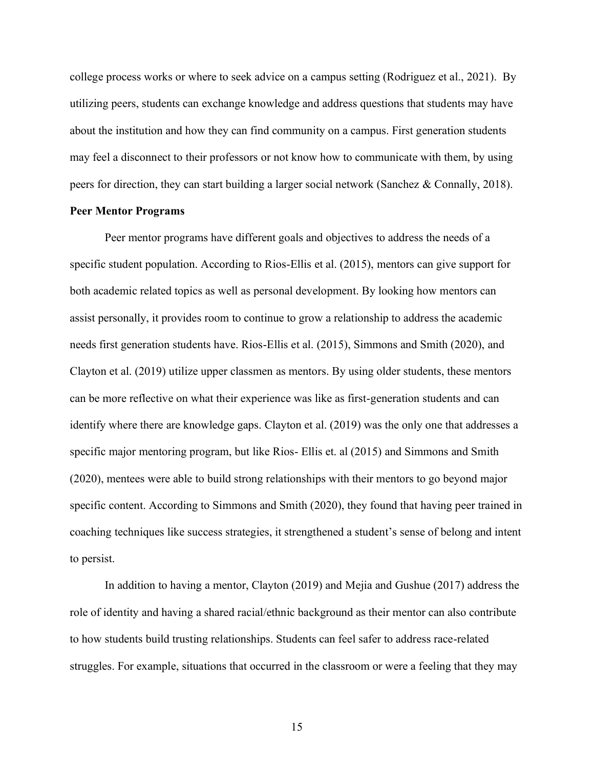college process works or where to seek advice on a campus setting (Rodriguez et al., 2021). By utilizing peers, students can exchange knowledge and address questions that students may have about the institution and how they can find community on a campus. First generation students may feel a disconnect to their professors or not know how to communicate with them, by using peers for direction, they can start building a larger social network (Sanchez & Connally, 2018).

**Peer Mentor Programs**

Peer mentor programs have different goals and objectives to address the needs of a specific student population. According to Rios-Ellis et al. (2015), mentors can give support for both academic related topics as well as personal development. By looking how mentors can assist personally, it provides room to continue to grow a relationship to address the academic needs first generation students have. Rios-Ellis et al. (2015), Simmons and Smith (2020), and Clayton et al. (2019) utilize upper classmen as mentors. By using older students, these mentors can be more reflective on what their experience was like as first-generation students and can identify where there are knowledge gaps. Clayton et al. (2019) was the only one that addresses a specific major mentoring program, but like Rios- Ellis et. al (2015) and Simmons and Smith (2020), mentees were able to build strong relationships with their mentors to go beyond major specific content. According to Simmons and Smith (2020), they found that having peer trained in coaching techniques like success strategies, it strengthened a student's sense of belong and intent to persist.

In addition to having a mentor, Clayton (2019) and Mejia and Gushue (2017) address the role of identity and having a shared racial/ethnic background as their mentor can also contribute to how students build trusting relationships. Students can feel safer to address race-related struggles. For example, situations that occurred in the classroom or were a feeling that they may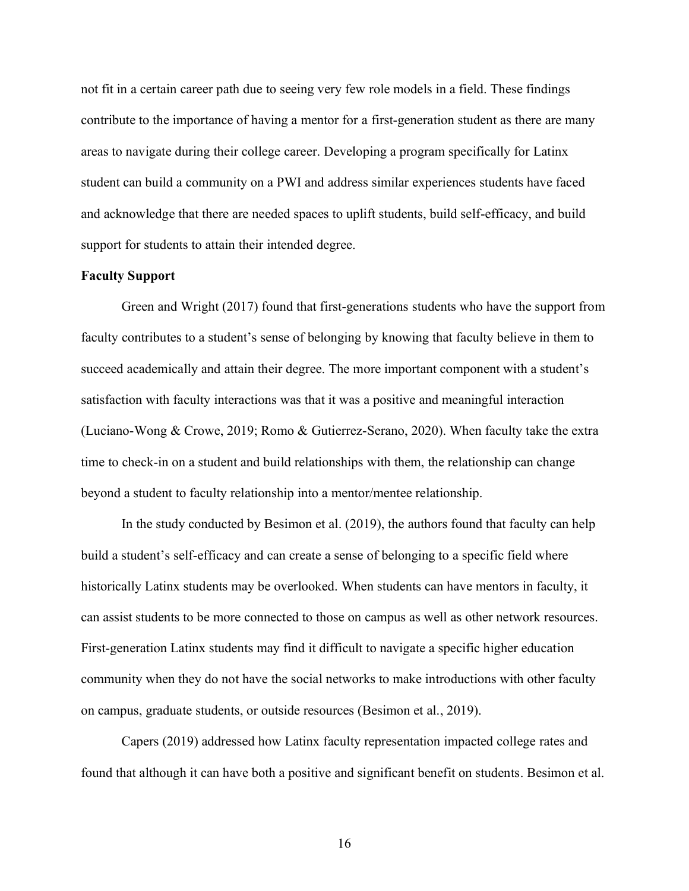not fit in a certain career path due to seeing very few role models in a field. These findings contribute to the importance of having a mentor for a first-generation student as there are many areas to navigate during their college career. Developing a program specifically for Latinx student can build a community on a PWI and address similar experiences students have faced and acknowledge that there are needed spaces to uplift students, build self-efficacy, and build support for students to attain their intended degree.

**Faculty Support**

Green and Wright (2017) found that first-generations students who have the support from faculty contributes to a student's sense of belonging by knowing that faculty believe in them to succeed academically and attain their degree. The more important component with a student's satisfaction with faculty interactions was that it was a positive and meaningful interaction (Luciano-Wong & Crowe, 2019; Romo & Gutierrez-Serano, 2020). When faculty take the extra time to check-in on a student and build relationships with them, the relationship can change beyond a student to faculty relationship into a mentor/mentee relationship.

In the study conducted by Besimon et al. (2019), the authors found that faculty can help build a student's self-efficacy and can create a sense of belonging to a specific field where historically Latinx students may be overlooked. When students can have mentors in faculty, it can assist students to be more connected to those on campus as well as other network resources. First-generation Latinx students may find it difficult to navigate a specific higher education community when they do not have the social networks to make introductions with other faculty on campus, graduate students, or outside resources (Besimon et al., 2019).

Capers (2019) addressed how Latinx faculty representation impacted college rates and found that although it can have both a positive and significant benefit on students. Besimon et al.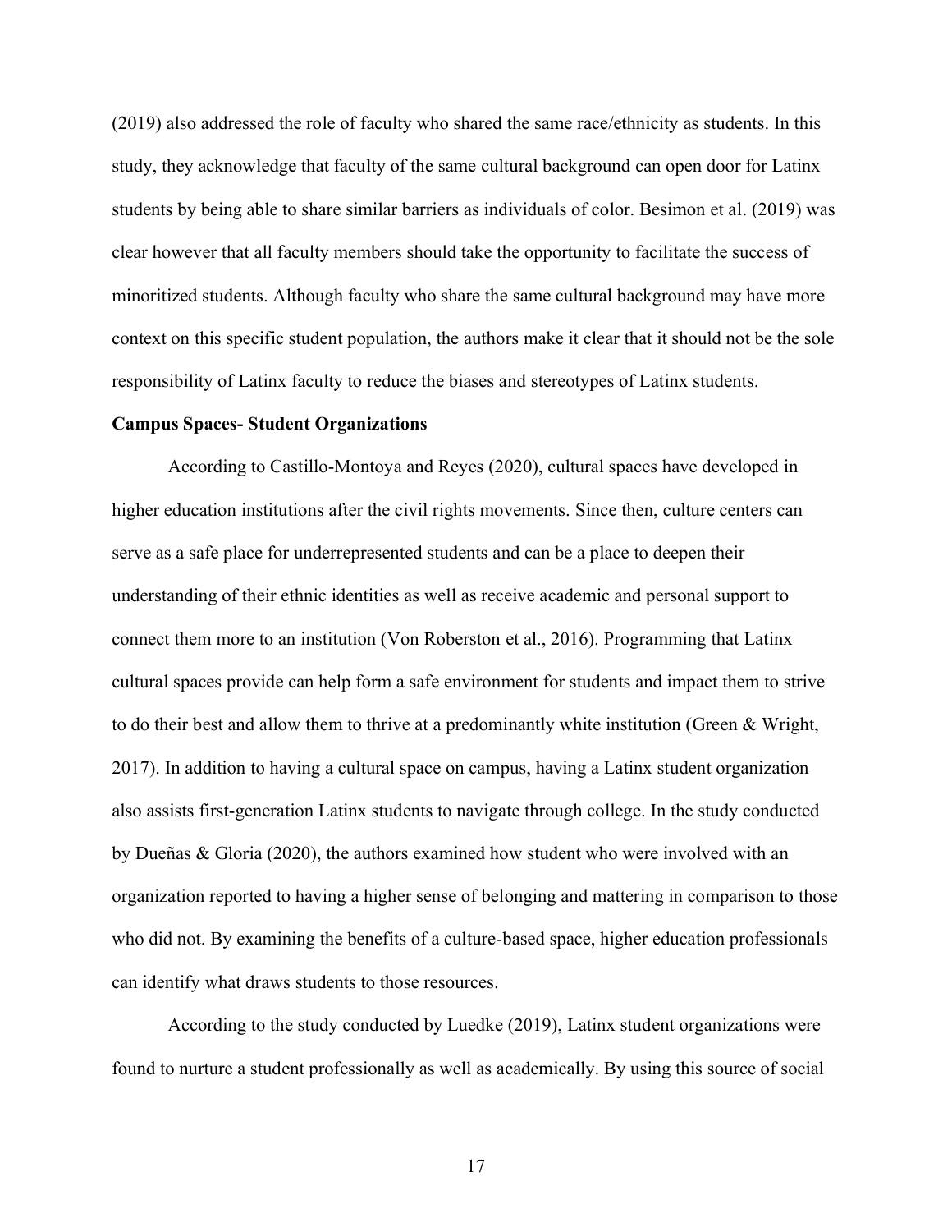(2019) also addressed the role of faculty who shared the same race/ethnicity as students. In this study, they acknowledge that faculty of the same cultural background can open door for Latinx students by being able to share similar barriers as individuals of color. Besimon et al. (2019) was clear however that all faculty members should take the opportunity to facilitate the success of minoritized students. Although faculty who share the same cultural background may have more context on this specific student population, the authors make it clear that it should not be the sole responsibility of Latinx faculty to reduce the biases and stereotypes of Latinx students.

**Campus Spaces- Student Organizations**

According to Castillo-Montoya and Reyes (2020), cultural spaces have developed in higher education institutions after the civil rights movements. Since then, culture centers can serve as a safe place for underrepresented students and can be a place to deepen their understanding of their ethnic identities as well as receive academic and personal support to connect them more to an institution (Von Roberston et al., 2016). Programming that Latinx cultural spaces provide can help form a safe environment for students and impact them to strive to do their best and allow them to thrive at a predominantly white institution (Green & Wright, 2017). In addition to having a cultural space on campus, having a Latinx student organization also assists first-generation Latinx students to navigate through college. In the study conducted by Dueñas & Gloria (2020), the authors examined how student who were involved with an organization reported to having a higher sense of belonging and mattering in comparison to those who did not. By examining the benefits of a culture-based space, higher education professionals can identify what draws students to those resources.

According to the study conducted by Luedke (2019), Latinx student organizations were found to nurture a student professionally as well as academically. By using this source of social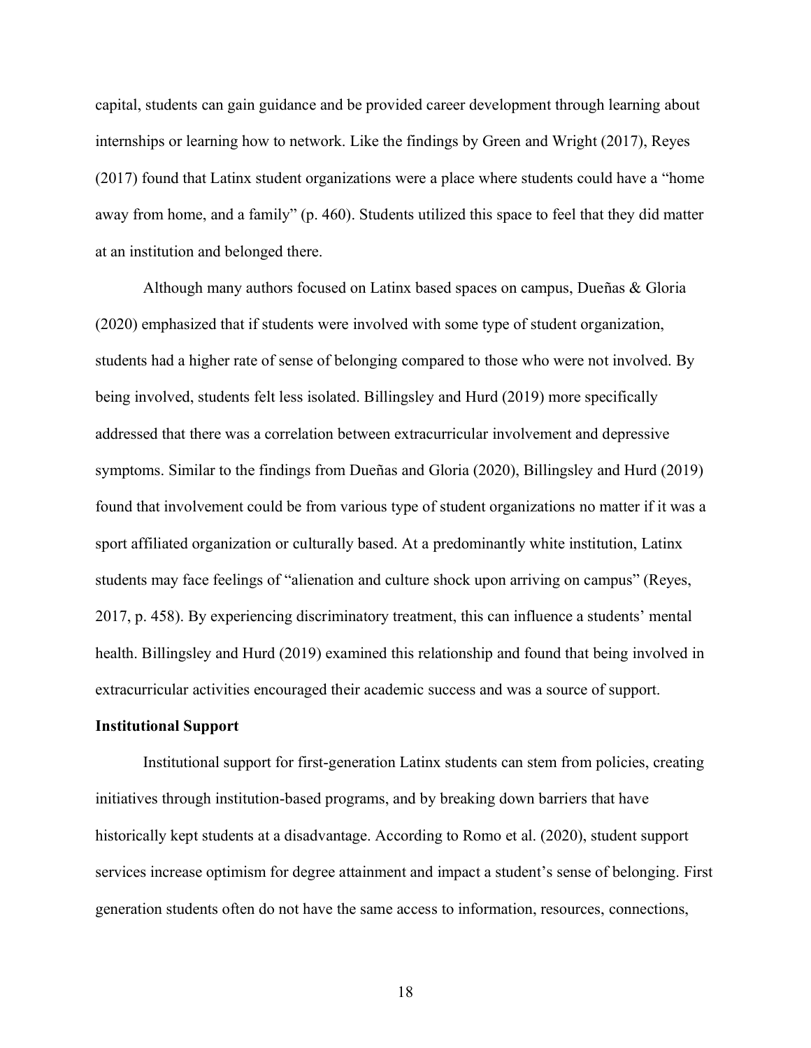capital, students can gain guidance and be provided career development through learning about internships or learning how to network. Like the findings by Green and Wright (2017), Reyes (2017) found that Latinx student organizations were a place where students could have a "home away from home, and a family" (p. 460). Students utilized this space to feel that they did matter at an institution and belonged there.

Although many authors focused on Latinx based spaces on campus, Dueñas & Gloria (2020) emphasized that if students were involved with some type of student organization, students had a higher rate of sense of belonging compared to those who were not involved. By being involved, students felt less isolated. Billingsley and Hurd (2019) more specifically addressed that there was a correlation between extracurricular involvement and depressive symptoms. Similar to the findings from Dueñas and Gloria (2020), Billingsley and Hurd (2019) found that involvement could be from various type of student organizations no matter if it was a sport affiliated organization or culturally based. At a predominantly white institution, Latinx students may face feelings of "alienation and culture shock upon arriving on campus" (Reyes, 2017, p. 458). By experiencing discriminatory treatment, this can influence a students' mental health. Billingsley and Hurd (2019) examined this relationship and found that being involved in extracurricular activities encouraged their academic success and was a source of support.

**Institutional Support**

Institutional support for first-generation Latinx students can stem from policies, creating initiatives through institution-based programs, and by breaking down barriers that have historically kept students at a disadvantage. According to Romo et al. (2020), student support services increase optimism for degree attainment and impact a student's sense of belonging. First generation students often do not have the same access to information, resources, connections,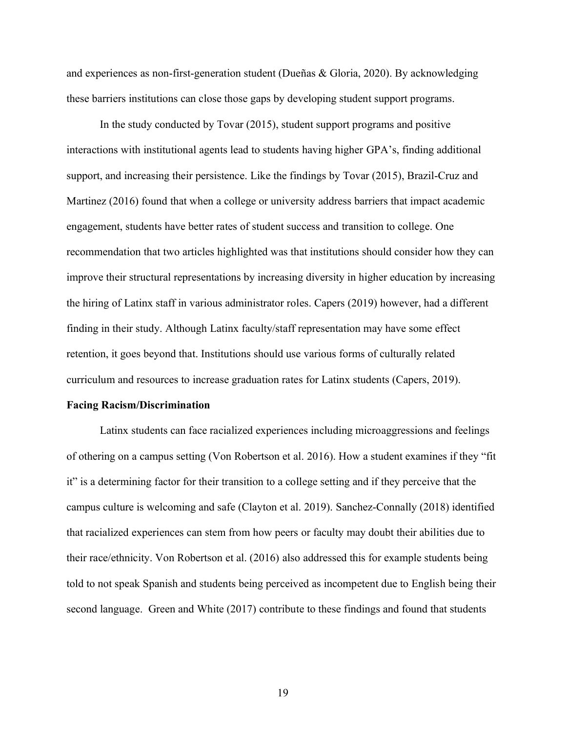and experiences as non-first-generation student (Dueñas & Gloria, 2020). By acknowledging these barriers institutions can close those gaps by developing student support programs.

In the study conducted by Tovar (2015), student support programs and positive interactions with institutional agents lead to students having higher GPA's, finding additional support, and increasing their persistence. Like the findings by Tovar (2015), Brazil-Cruz and Martinez (2016) found that when a college or university address barriers that impact academic engagement, students have better rates of student success and transition to college. One recommendation that two articles highlighted was that institutions should consider how they can improve their structural representations by increasing diversity in higher education by increasing the hiring of Latinx staff in various administrator roles. Capers (2019) however, had a different finding in their study. Although Latinx faculty/staff representation may have some effect retention, it goes beyond that. Institutions should use various forms of culturally related curriculum and resources to increase graduation rates for Latinx students (Capers, 2019).

**Facing Racism/Discrimination**

Latinx students can face racialized experiences including microaggressions and feelings of othering on a campus setting (Von Robertson et al. 2016). How a student examines if they "fit it" is a determining factor for their transition to a college setting and if they perceive that the campus culture is welcoming and safe (Clayton et al. 2019). Sanchez-Connally (2018) identified that racialized experiences can stem from how peers or faculty may doubt their abilities due to their race/ethnicity. Von Robertson et al. (2016) also addressed this for example students being told to not speak Spanish and students being perceived as incompetent due to English being their second language. Green and White (2017) contribute to these findings and found that students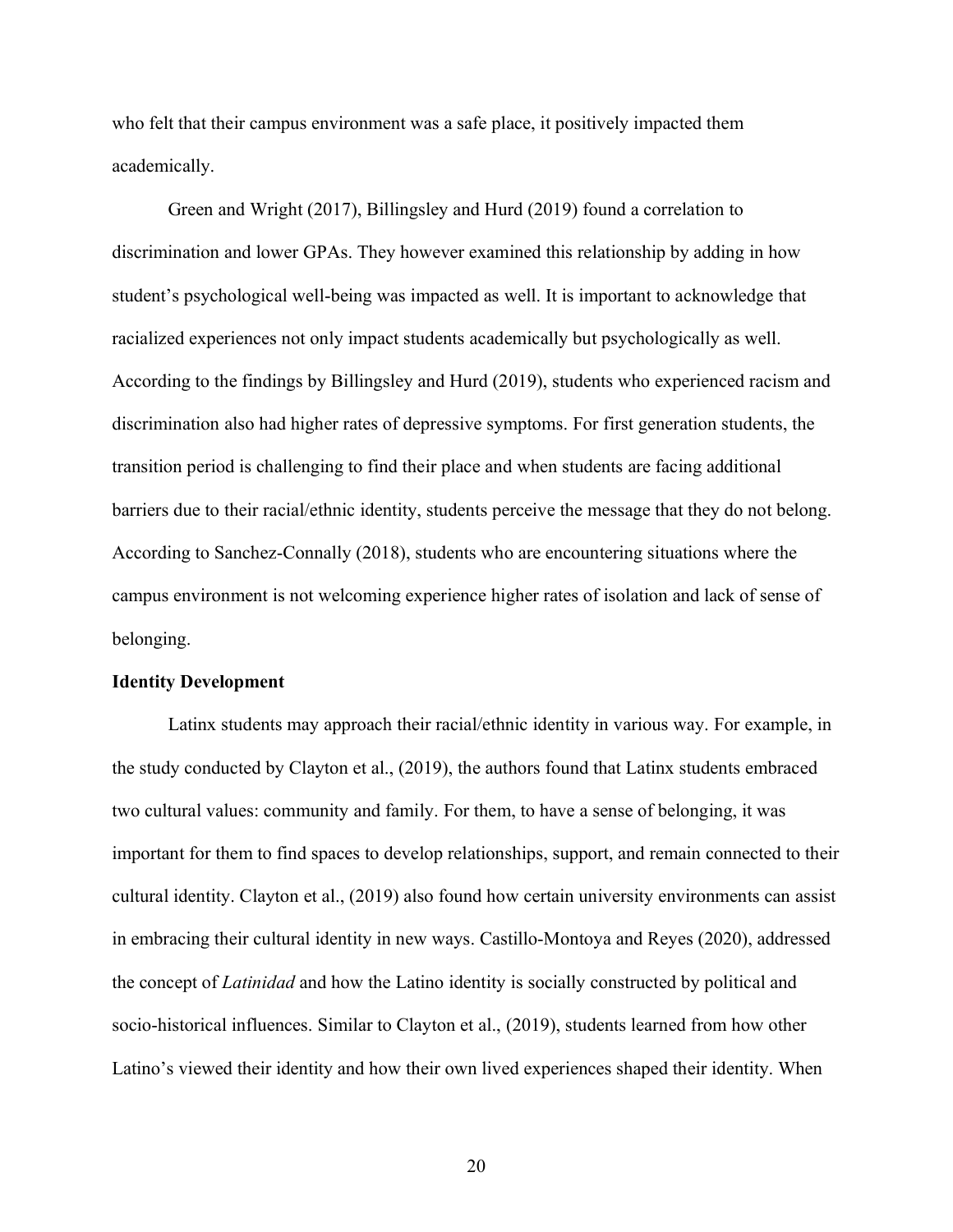who felt that their campus environment was a safe place, it positively impacted them academically.

Green and Wright (2017), Billingsley and Hurd (2019) found a correlation to discrimination and lower GPAs. They however examined this relationship by adding in how student's psychological well-being was impacted as well. It is important to acknowledge that racialized experiences not only impact students academically but psychologically as well. According to the findings by Billingsley and Hurd (2019), students who experienced racism and discrimination also had higher rates of depressive symptoms. For first generation students, the transition period is challenging to find their place and when students are facing additional barriers due to their racial/ethnic identity, students perceive the message that they do not belong. According to Sanchez-Connally (2018), students who are encountering situations where the campus environment is not welcoming experience higher rates of isolation and lack of sense of belonging.

**Identity Development**

Latinx students may approach their racial/ethnic identity in various way. For example, in the study conducted by Clayton et al., (2019), the authors found that Latinx students embraced two cultural values: community and family. For them, to have a sense of belonging, it was important for them to find spaces to develop relationships, support, and remain connected to their cultural identity. Clayton et al., (2019) also found how certain university environments can assist in embracing their cultural identity in new ways. Castillo-Montoya and Reyes (2020), addressed the concept of *Latinidad* and how the Latino identity is socially constructed by political and socio-historical influences. Similar to Clayton et al., (2019), students learned from how other Latino's viewed their identity and how their own lived experiences shaped their identity. When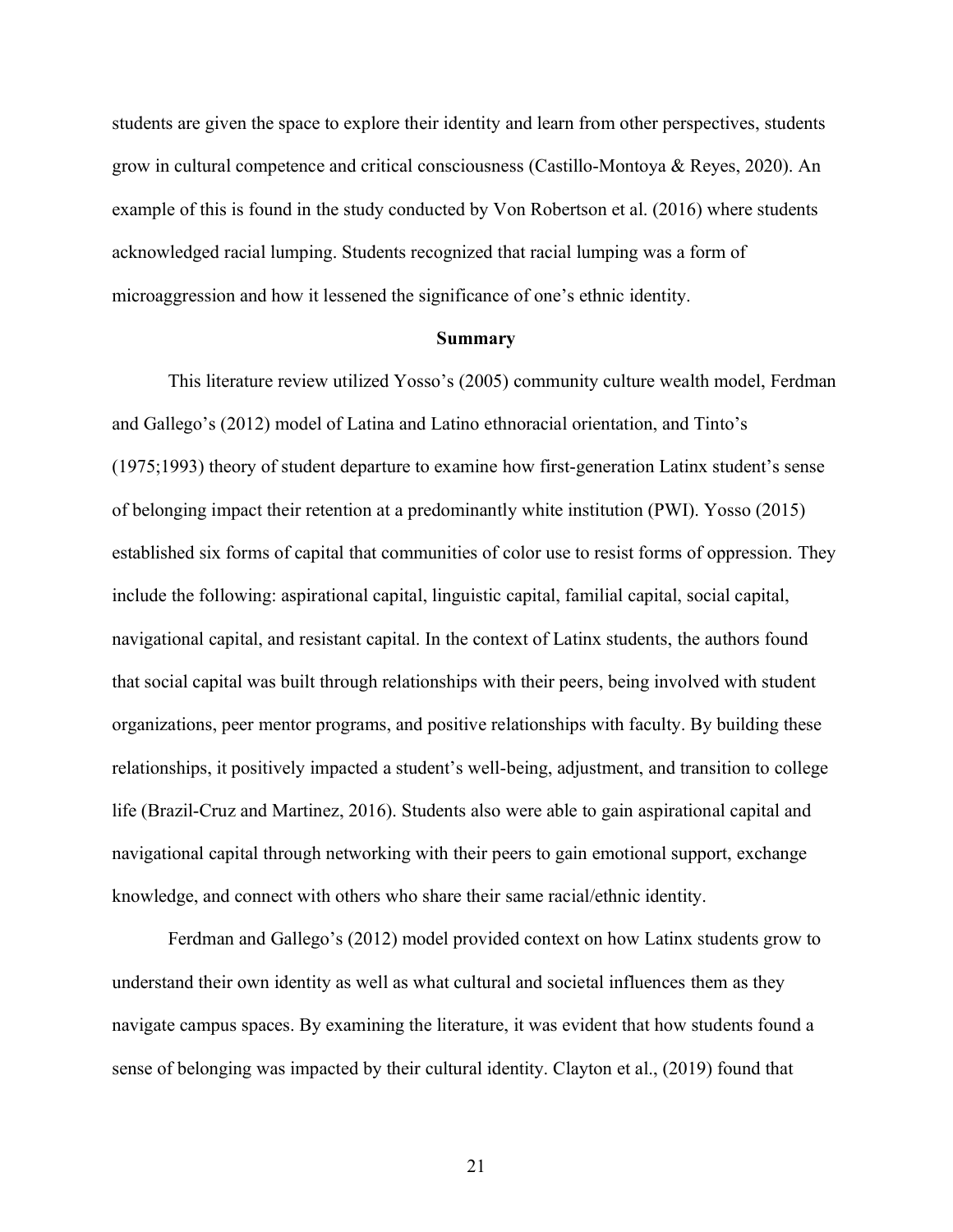students are given the space to explore their identity and learn from other perspectives, students grow in cultural competence and critical consciousness (Castillo-Montoya & Reyes, 2020). An example of this is found in the study conducted by Von Robertson et al. (2016) where students acknowledged racial lumping. Students recognized that racial lumping was a form of microaggression and how it lessened the significance of one's ethnic identity.

## Summary

This literature review utilized Yosso's (2005) community culture wealth model, Ferdman and Gallego's (2012) model of Latina and Latino ethnoracial orientation, and Tinto's (1975;1993) theory of student departure to examine how first-generation Latinx student's sense of belonging impact their retention at a predominantly white institution (PWI). Yosso (2015) established six forms of capital that communities of color use to resist forms of oppression. They include the following: aspirational capital, linguistic capital, familial capital, social capital, navigational capital, and resistant capital. In the context of Latinx students, the authors found that social capital was built through relationships with their peers, being involved with student organizations, peer mentor programs, and positive relationships with faculty. By building these relationships, it positively impacted a student's well-being, adjustment, and transition to college life (Brazil-Cruz and Martinez, 2016). Students also were able to gain aspirational capital and navigational capital through networking with their peers to gain emotional support, exchange knowledge, and connect with others who share their same racial/ethnic identity.

Ferdman and Gallego's (2012) model provided context on how Latinx students grow to understand their own identity as well as what cultural and societal influences them as they navigate campus spaces. By examining the literature, it was evident that how students found a sense of belonging was impacted by their cultural identity. Clayton et al., (2019) found that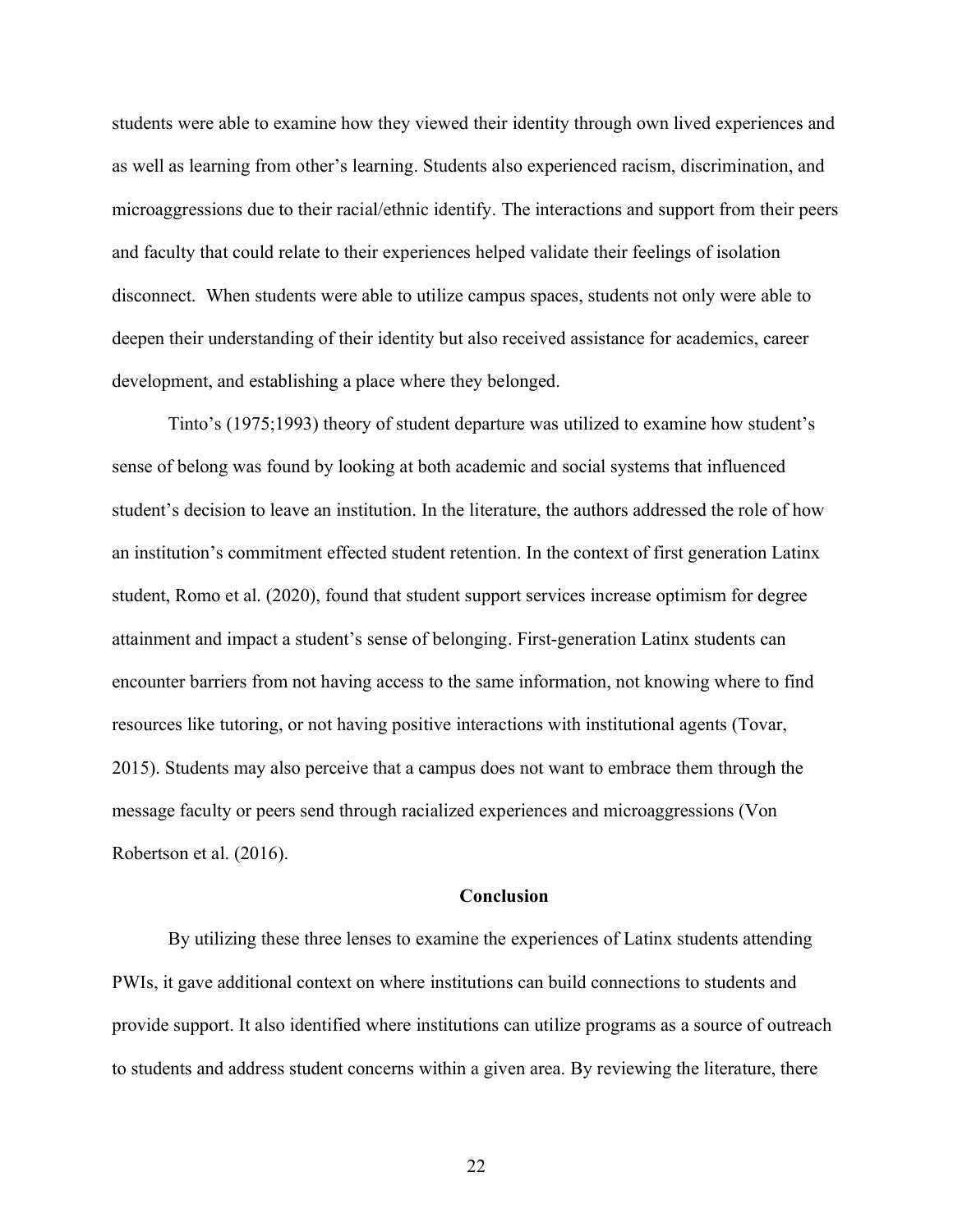students were able to examine how they viewed their identity through own lived experiences and as well as learning from other's learning. Students also experienced racism, discrimination, and microaggressions due to their racial/ethnic identify. The interactions and support from their peers and faculty that could relate to their experiences helped validate their feelings of isolation disconnect. When students were able to utilize campus spaces, students not only were able to deepen their understanding of their identity but also received assistance for academics, career development, and establishing a place where they belonged.

Tinto's (1975;1993) theory of student departure was utilized to examine how student's sense of belong was found by looking at both academic and social systems that influenced student's decision to leave an institution. In the literature, the authors addressed the role of how an institution's commitment effected student retention. In the context of first generation Latinx student, Romo et al. (2020), found that student support services increase optimism for degree attainment and impact a student's sense of belonging. First-generation Latinx students can encounter barriers from not having access to the same information, not knowing where to find resources like tutoring, or not having positive interactions with institutional agents (Tovar, 2015). Students may also perceive that a campus does not want to embrace them through the message faculty or peers send through racialized experiences and microaggressions (Von Robertson et al. (2016).

## Conclusion

By utilizing these three lenses to examine the experiences of Latinx students attending PWIs, it gave additional context on where institutions can build connections to students and provide support. It also identified where institutions can utilize programs as a source of outreach to students and address student concerns within a given area. By reviewing the literature, there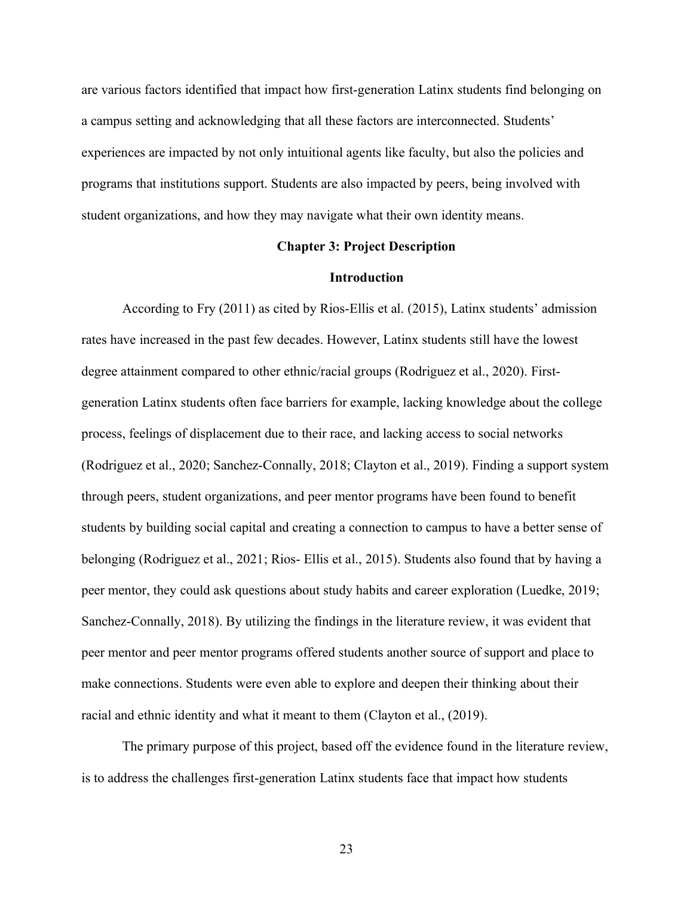are various factors identified that impact how first-generation Latinx students find belonging on a campus setting and acknowledging that all these factors are interconnected. Students' experiences are impacted by not only intuitional agents like faculty, but also the policies and programs that institutions support. Students are also impacted by peers, being involved with student organizations, and how they may navigate what their own identity means.

## Chapter 3: Project Description

### Introduction

According to Fry (2011) as cited by Rios-Ellis et al. (2015), Latinx students' admission rates have increased in the past few decades. However, Latinx students still have the lowest degree attainment compared to other ethnic/racial groups (Rodriguez et al., 2020). First-generation Latinx students often face barriers for example, lacking knowledge about the college process, feelings of displacement due to their race, and lacking access to social networks (Rodriguez et al., 2020; Sanchez-Connally, 2018; Clayton et al., 2019). Finding a support system through peers, student organizations, and peer mentor programs have been found to benefit students by building social capital and creating a connection to campus to have a better sense of belonging (Rodriguez et al., 2021; Rios- Ellis et al., 2015). Students also found that by having a peer mentor, they could ask questions about study habits and career exploration (Luedke, 2019; Sanchez-Connally, 2018). By utilizing the findings in the literature review, it was evident that peer mentor and peer mentor programs offered students another source of support and place to make connections. Students were even able to explore and deepen their thinking about their racial and ethnic identity and what it meant to them (Clayton et al., (2019).

The primary purpose of this project, based off the evidence found in the literature review, is to address the challenges first-generation Latinx students face that impact how students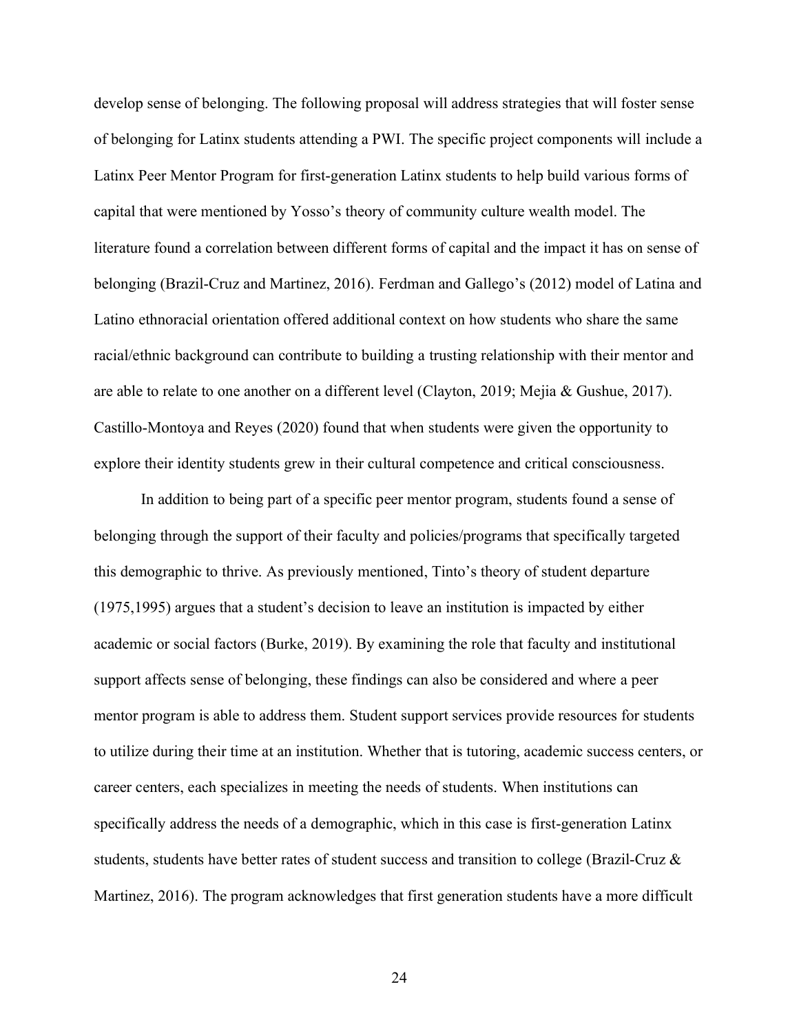develop sense of belonging. The following proposal will address strategies that will foster sense of belonging for Latinx students attending a PWI. The specific project components will include a Latinx Peer Mentor Program for first-generation Latinx students to help build various forms of capital that were mentioned by Yosso's theory of community culture wealth model. The literature found a correlation between different forms of capital and the impact it has on sense of belonging (Brazil-Cruz and Martinez, 2016). Ferdman and Gallego's (2012) model of Latina and Latino ethnoracial orientation offered additional context on how students who share the same racial/ethnic background can contribute to building a trusting relationship with their mentor and are able to relate to one another on a different level (Clayton, 2019; Mejia & Gushue, 2017). Castillo-Montoya and Reyes (2020) found that when students were given the opportunity to explore their identity students grew in their cultural competence and critical consciousness.

In addition to being part of a specific peer mentor program, students found a sense of belonging through the support of their faculty and policies/programs that specifically targeted this demographic to thrive. As previously mentioned, Tinto's theory of student departure (1975,1995) argues that a student's decision to leave an institution is impacted by either academic or social factors (Burke, 2019). By examining the role that faculty and institutional support affects sense of belonging, these findings can also be considered and where a peer mentor program is able to address them. Student support services provide resources for students to utilize during their time at an institution. Whether that is tutoring, academic success centers, or career centers, each specializes in meeting the needs of students. When institutions can specifically address the needs of a demographic, which in this case is first-generation Latinx students, students have better rates of student success and transition to college (Brazil-Cruz & Martinez, 2016). The program acknowledges that first generation students have a more difficult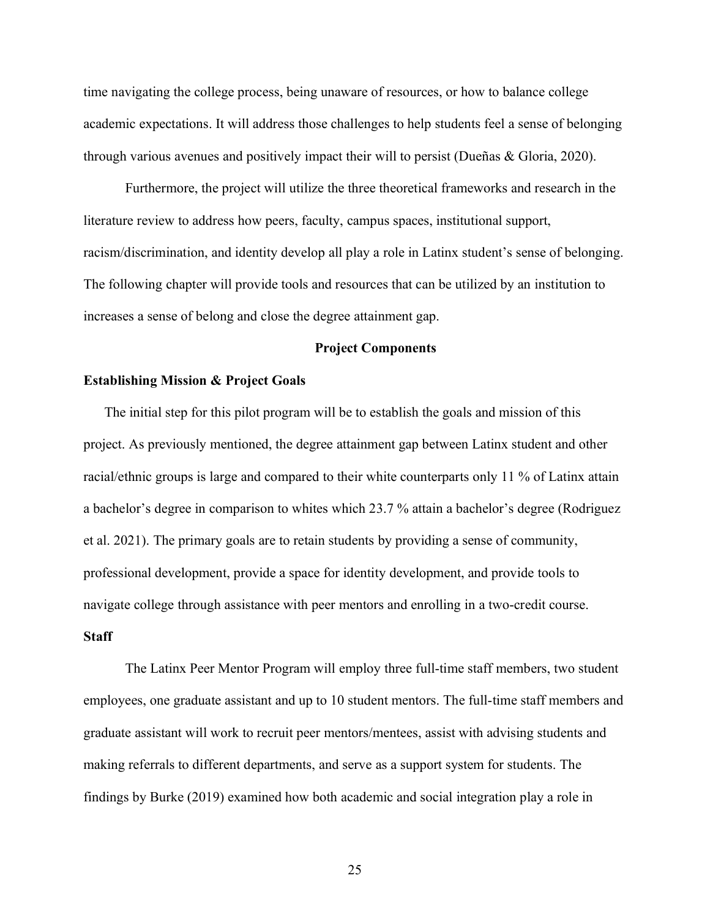time navigating the college process, being unaware of resources, or how to balance college academic expectations. It will address those challenges to help students feel a sense of belonging through various avenues and positively impact their will to persist (Dueñas & Gloria, 2020).

Furthermore, the project will utilize the three theoretical frameworks and research in the literature review to address how peers, faculty, campus spaces, institutional support, racism/discrimination, and identity develop all play a role in Latinx student's sense of belonging. The following chapter will provide tools and resources that can be utilized by an institution to increases a sense of belong and close the degree attainment gap.

## Project Components

### Establishing Mission & Project Goals

The initial step for this pilot program will be to establish the goals and mission of this project. As previously mentioned, the degree attainment gap between Latinx student and other racial/ethnic groups is large and compared to their white counterparts only 11 % of Latinx attain a bachelor's degree in comparison to whites which 23.7 % attain a bachelor's degree (Rodriguez et al. 2021). The primary goals are to retain students by providing a sense of community, professional development, provide a space for identity development, and provide tools to navigate college through assistance with peer mentors and enrolling in a two-credit course.

### Staff

The Latinx Peer Mentor Program will employ three full-time staff members, two student employees, one graduate assistant and up to 10 student mentors. The full-time staff members and graduate assistant will work to recruit peer mentors/mentees, assist with advising students and making referrals to different departments, and serve as a support system for students. The findings by Burke (2019) examined how both academic and social integration play a role in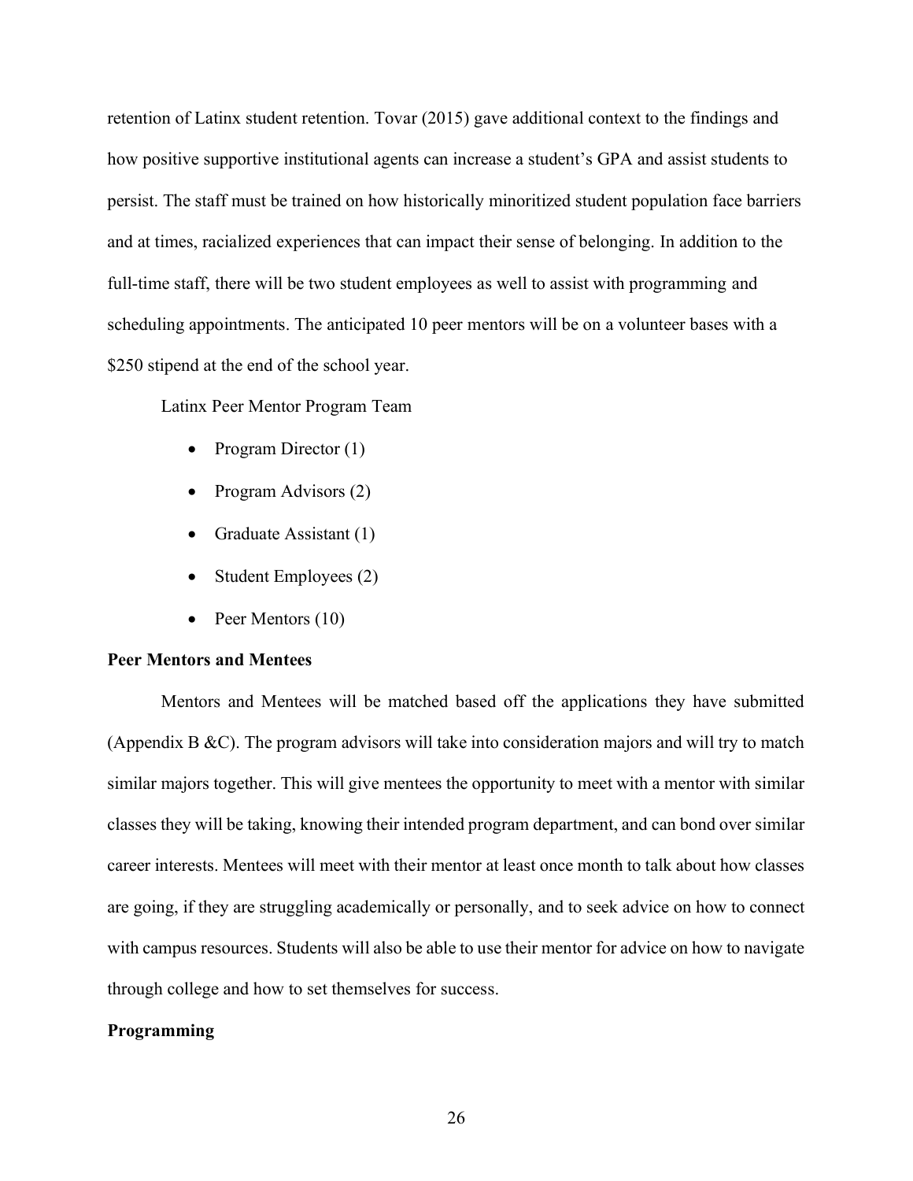retention of Latinx student retention. Tovar (2015) gave additional context to the findings and how positive supportive institutional agents can increase a student's GPA and assist students to persist. The staff must be trained on how historically minoritized student population face barriers and at times, racialized experiences that can impact their sense of belonging. In addition to the full-time staff, there will be two student employees as well to assist with programming and scheduling appointments. The anticipated 10 peer mentors will be on a volunteer bases with a $250 stipend at the end of the school year.

Latinx Peer Mentor Program Team

- Program Director (1)
- Program Advisors (2)
- Graduate Assistant (1)
- Student Employees (2)
- Peer Mentors (10)

**Peer Mentors and Mentees**

Mentors and Mentees will be matched based off the applications they have submitted (Appendix B &C). The program advisors will take into consideration majors and will try to match similar majors together. This will give mentees the opportunity to meet with a mentor with similar classes they will be taking, knowing their intended program department, and can bond over similar career interests. Mentees will meet with their mentor at least once month to talk about how classes are going, if they are struggling academically or personally, and to seek advice on how to connect with campus resources. Students will also be able to use their mentor for advice on how to navigate through college and how to set themselves for success.

**Programming**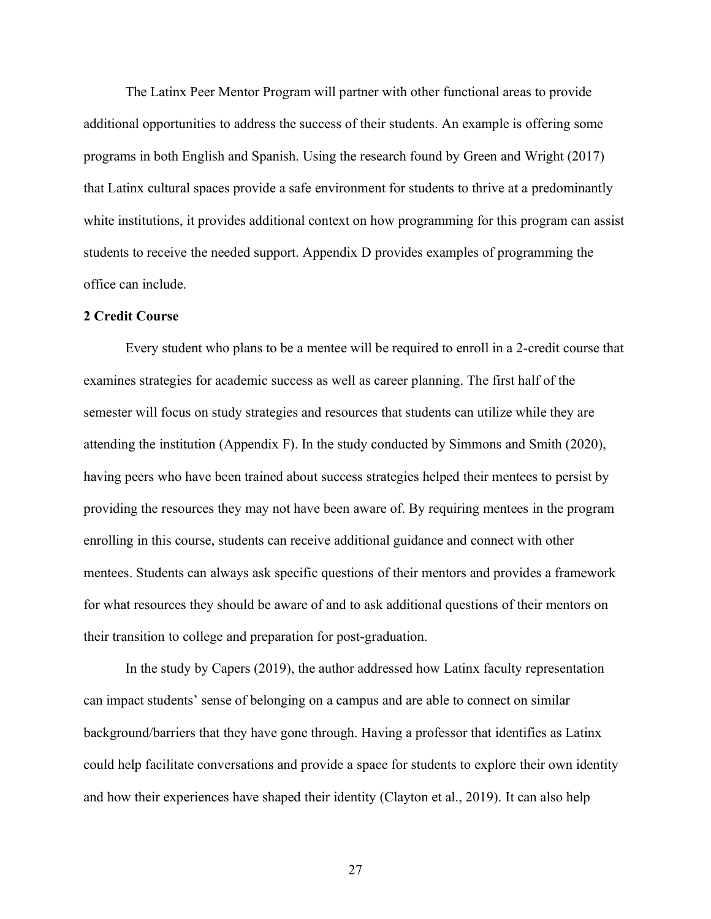The Latinx Peer Mentor Program will partner with other functional areas to provide additional opportunities to address the success of their students. An example is offering some programs in both English and Spanish. Using the research found by Green and Wright (2017) that Latinx cultural spaces provide a safe environment for students to thrive at a predominantly white institutions, it provides additional context on how programming for this program can assist students to receive the needed support. Appendix D provides examples of programming the office can include.

**2 Credit Course**

Every student who plans to be a mentee will be required to enroll in a 2-credit course that examines strategies for academic success as well as career planning. The first half of the semester will focus on study strategies and resources that students can utilize while they are attending the institution (Appendix F). In the study conducted by Simmons and Smith (2020), having peers who have been trained about success strategies helped their mentees to persist by providing the resources they may not have been aware of. By requiring mentees in the program enrolling in this course, students can receive additional guidance and connect with other mentees. Students can always ask specific questions of their mentors and provides a framework for what resources they should be aware of and to ask additional questions of their mentors on their transition to college and preparation for post-graduation.

In the study by Capers (2019), the author addressed how Latinx faculty representation can impact students' sense of belonging on a campus and are able to connect on similar background/barriers that they have gone through. Having a professor that identifies as Latinx could help facilitate conversations and provide a space for students to explore their own identity and how their experiences have shaped their identity (Clayton et al., 2019). It can also help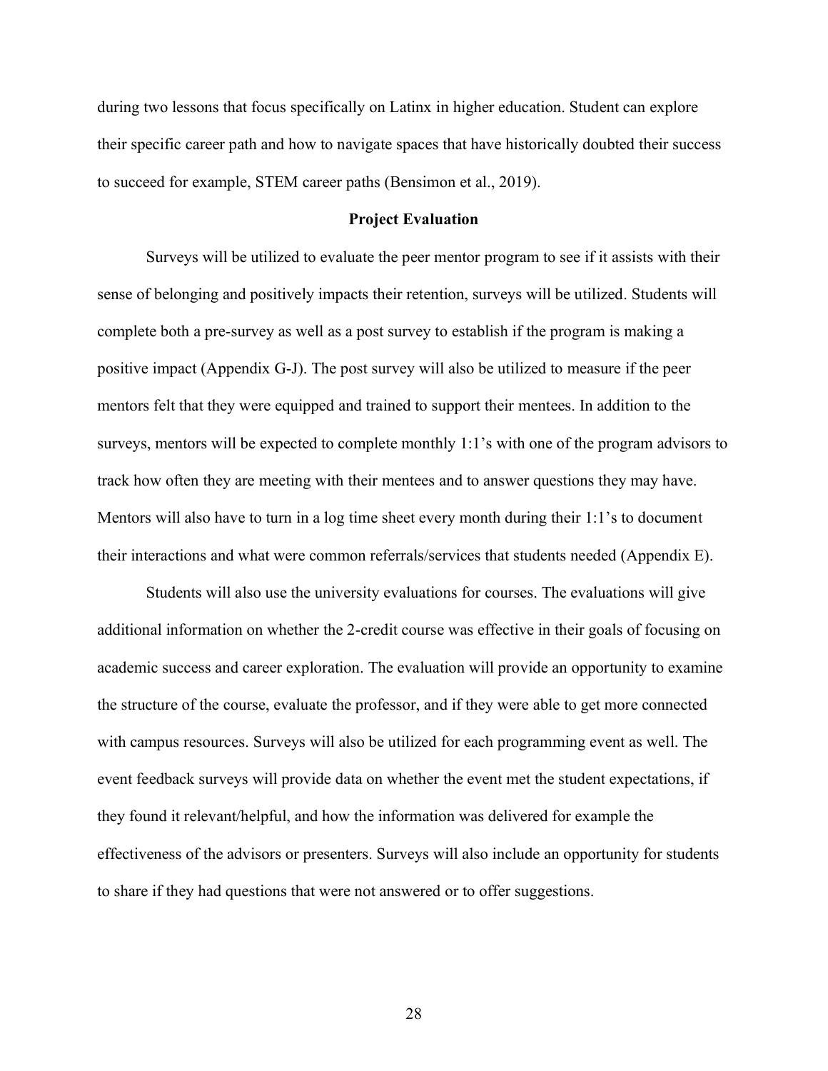during two lessons that focus specifically on Latinx in higher education. Student can explore their specific career path and how to navigate spaces that have historically doubted their success to succeed for example, STEM career paths (Bensimon et al., 2019).

## Project Evaluation

Surveys will be utilized to evaluate the peer mentor program to see if it assists with their sense of belonging and positively impacts their retention, surveys will be utilized. Students will complete both a pre-survey as well as a post survey to establish if the program is making a positive impact (Appendix G-J). The post survey will also be utilized to measure if the peer mentors felt that they were equipped and trained to support their mentees. In addition to the surveys, mentors will be expected to complete monthly 1:1's with one of the program advisors to track how often they are meeting with their mentees and to answer questions they may have. Mentors will also have to turn in a log time sheet every month during their 1:1's to document their interactions and what were common referrals/services that students needed (Appendix E).

Students will also use the university evaluations for courses. The evaluations will give additional information on whether the 2-credit course was effective in their goals of focusing on academic success and career exploration. The evaluation will provide an opportunity to examine the structure of the course, evaluate the professor, and if they were able to get more connected with campus resources. Surveys will also be utilized for each programming event as well. The event feedback surveys will provide data on whether the event met the student expectations, if they found it relevant/helpful, and how the information was delivered for example the effectiveness of the advisors or presenters. Surveys will also include an opportunity for students to share if they had questions that were not answered or to offer suggestions.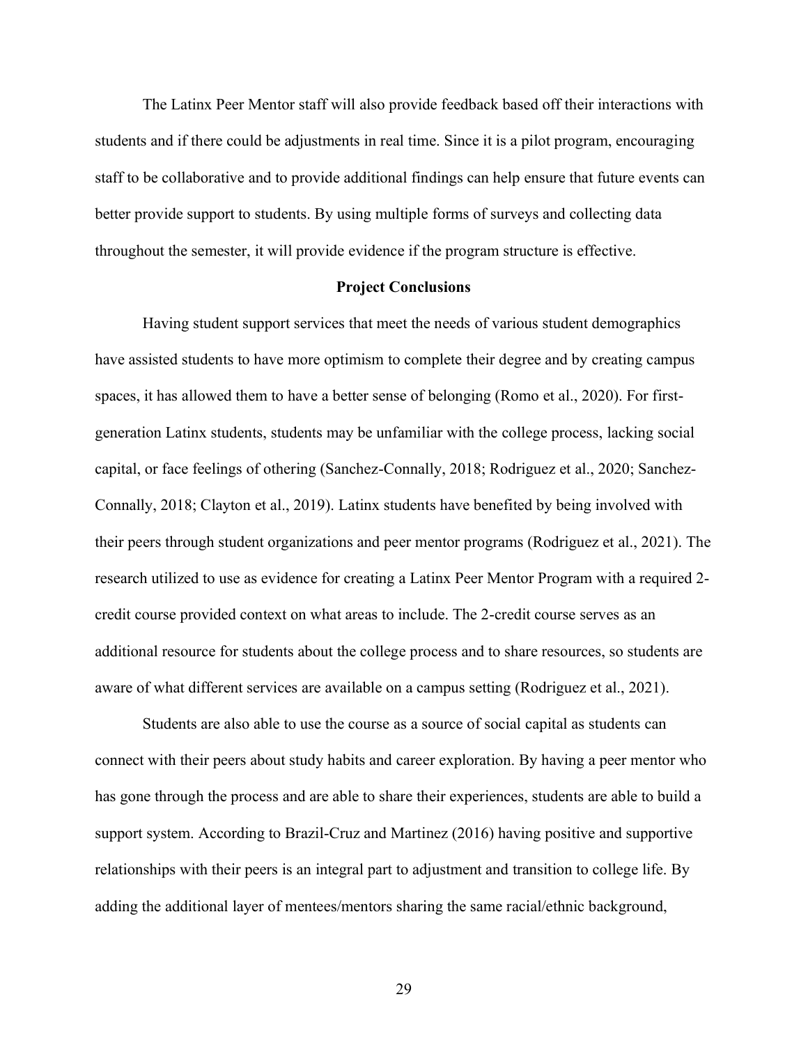The Latinx Peer Mentor staff will also provide feedback based off their interactions with students and if there could be adjustments in real time. Since it is a pilot program, encouraging staff to be collaborative and to provide additional findings can help ensure that future events can better provide support to students. By using multiple forms of surveys and collecting data throughout the semester, it will provide evidence if the program structure is effective.

## Project Conclusions

Having student support services that meet the needs of various student demographics have assisted students to have more optimism to complete their degree and by creating campus spaces, it has allowed them to have a better sense of belonging (Romo et al., 2020). For first-generation Latinx students, students may be unfamiliar with the college process, lacking social capital, or face feelings of othering (Sanchez-Connally, 2018; Rodriguez et al., 2020; Sanchez-Connally, 2018; Clayton et al., 2019). Latinx students have benefited by being involved with their peers through student organizations and peer mentor programs (Rodriguez et al., 2021). The research utilized to use as evidence for creating a Latinx Peer Mentor Program with a required 2-credit course provided context on what areas to include. The 2-credit course serves as an additional resource for students about the college process and to share resources, so students are aware of what different services are available on a campus setting (Rodriguez et al., 2021).

Students are also able to use the course as a source of social capital as students can connect with their peers about study habits and career exploration. By having a peer mentor who has gone through the process and are able to share their experiences, students are able to build a support system. According to Brazil-Cruz and Martinez (2016) having positive and supportive relationships with their peers is an integral part to adjustment and transition to college life. By adding the additional layer of mentees/mentors sharing the same racial/ethnic background,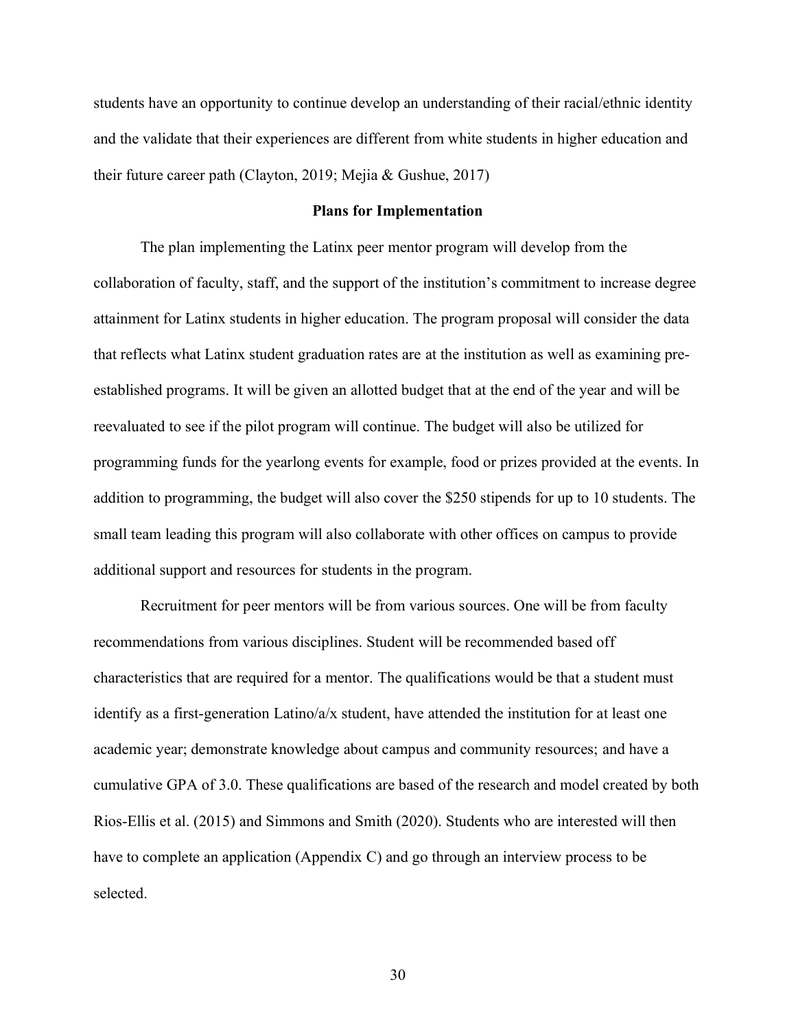students have an opportunity to continue develop an understanding of their racial/ethnic identity and the validate that their experiences are different from white students in higher education and their future career path (Clayton, 2019; Mejia & Gushue, 2017)

## Plans for Implementation

The plan implementing the Latinx peer mentor program will develop from the collaboration of faculty, staff, and the support of the institution's commitment to increase degree attainment for Latinx students in higher education. The program proposal will consider the data that reflects what Latinx student graduation rates are at the institution as well as examining pre-established programs. It will be given an allotted budget that at the end of the year and will be reevaluated to see if the pilot program will continue. The budget will also be utilized for programming funds for the yearlong events for example, food or prizes provided at the events. In addition to programming, the budget will also cover the $250 stipends for up to 10 students. The small team leading this program will also collaborate with other offices on campus to provide additional support and resources for students in the program.

Recruitment for peer mentors will be from various sources. One will be from faculty recommendations from various disciplines. Student will be recommended based off characteristics that are required for a mentor. The qualifications would be that a student must identify as a first-generation Latino/a/x student, have attended the institution for at least one academic year; demonstrate knowledge about campus and community resources; and have a cumulative GPA of 3.0. These qualifications are based of the research and model created by both Rios-Ellis et al. (2015) and Simmons and Smith (2020). Students who are interested will then have to complete an application (Appendix C) and go through an interview process to be selected.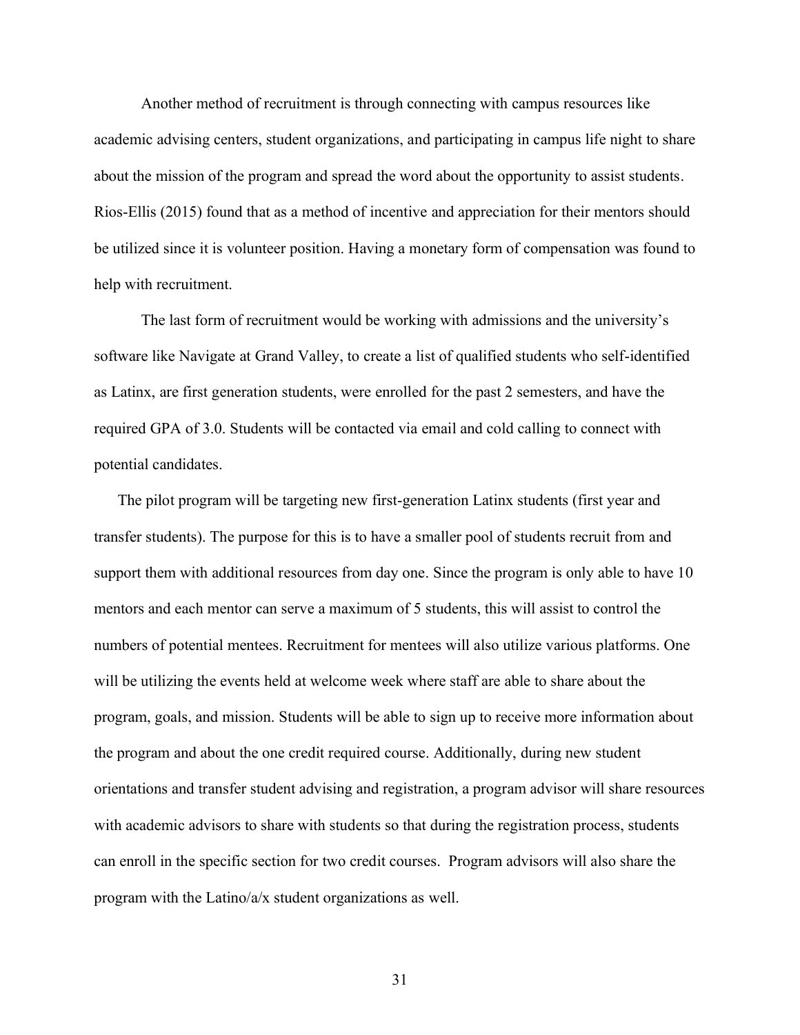Another method of recruitment is through connecting with campus resources like academic advising centers, student organizations, and participating in campus life night to share about the mission of the program and spread the word about the opportunity to assist students. Rios-Ellis (2015) found that as a method of incentive and appreciation for their mentors should be utilized since it is volunteer position. Having a monetary form of compensation was found to help with recruitment.

The last form of recruitment would be working with admissions and the university's software like Navigate at Grand Valley, to create a list of qualified students who self-identified as Latinx, are first generation students, were enrolled for the past 2 semesters, and have the required GPA of 3.0. Students will be contacted via email and cold calling to connect with potential candidates.

The pilot program will be targeting new first-generation Latinx students (first year and transfer students). The purpose for this is to have a smaller pool of students recruit from and support them with additional resources from day one. Since the program is only able to have 10 mentors and each mentor can serve a maximum of 5 students, this will assist to control the numbers of potential mentees. Recruitment for mentees will also utilize various platforms. One will be utilizing the events held at welcome week where staff are able to share about the program, goals, and mission. Students will be able to sign up to receive more information about the program and about the one credit required course. Additionally, during new student orientations and transfer student advising and registration, a program advisor will share resources with academic advisors to share with students so that during the registration process, students can enroll in the specific section for two credit courses. Program advisors will also share the program with the Latino/a/x student organizations as well.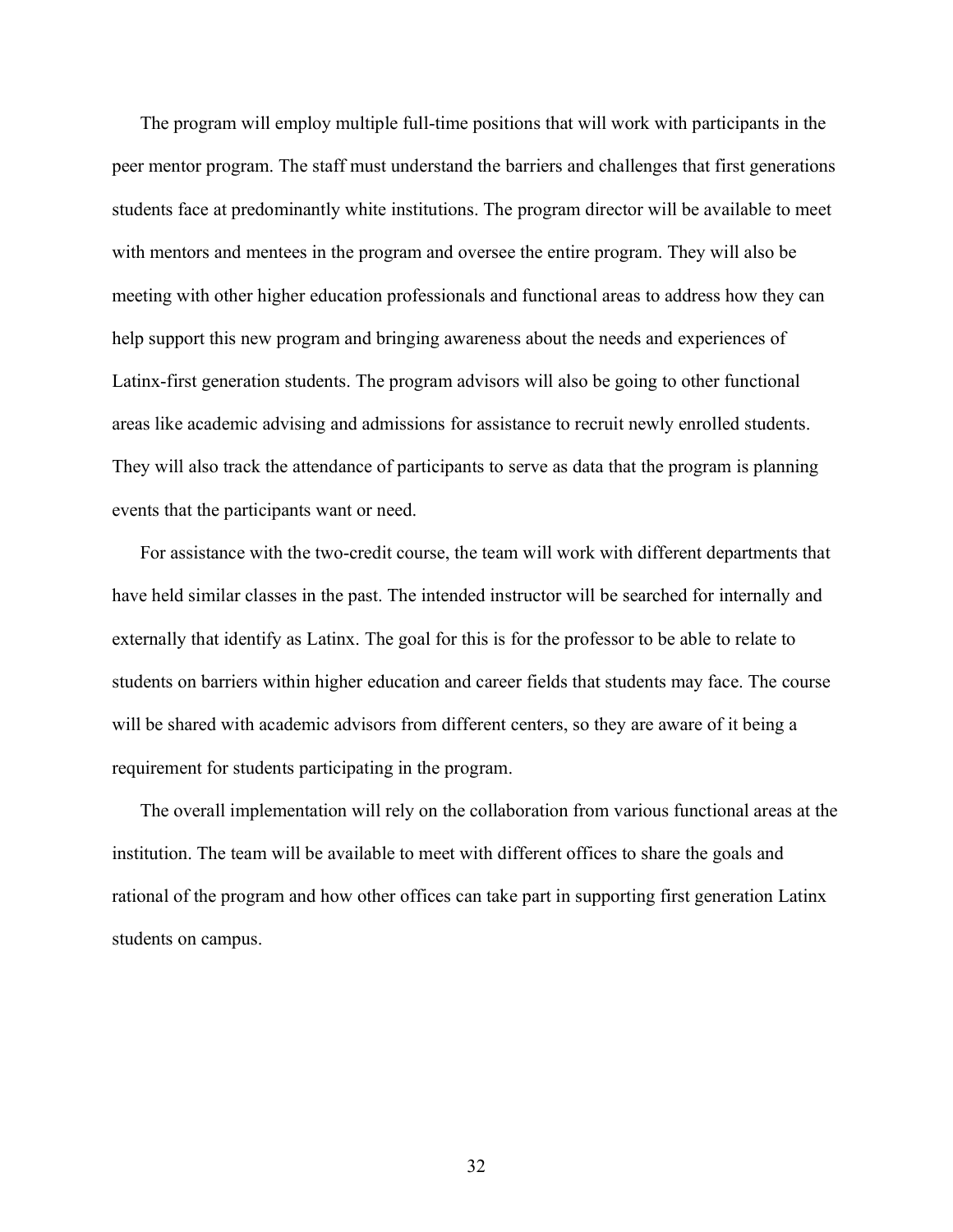The program will employ multiple full-time positions that will work with participants in the peer mentor program. The staff must understand the barriers and challenges that first generations students face at predominantly white institutions. The program director will be available to meet with mentors and mentees in the program and oversee the entire program. They will also be meeting with other higher education professionals and functional areas to address how they can help support this new program and bringing awareness about the needs and experiences of Latinx-first generation students. The program advisors will also be going to other functional areas like academic advising and admissions for assistance to recruit newly enrolled students. They will also track the attendance of participants to serve as data that the program is planning events that the participants want or need.

For assistance with the two-credit course, the team will work with different departments that have held similar classes in the past. The intended instructor will be searched for internally and externally that identify as Latinx. The goal for this is for the professor to be able to relate to students on barriers within higher education and career fields that students may face. The course will be shared with academic advisors from different centers, so they are aware of it being a requirement for students participating in the program.

The overall implementation will rely on the collaboration from various functional areas at the institution. The team will be available to meet with different offices to share the goals and rational of the program and how other offices can take part in supporting first generation Latinx students on campus.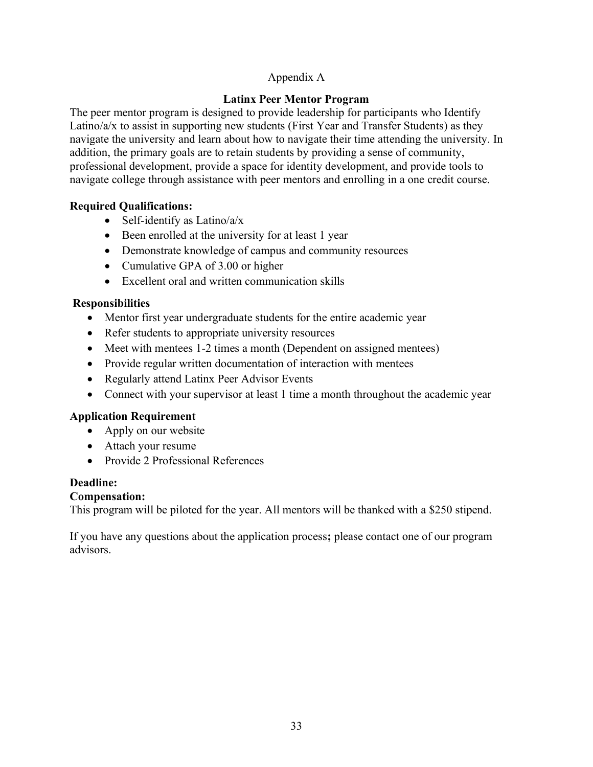Appendix A

**Latinx Peer Mentor Program**

The peer mentor program is designed to provide leadership for participants who Identify Latino/a/x to assist in supporting new students (First Year and Transfer Students) as they navigate the university and learn about how to navigate their time attending the university. In addition, the primary goals are to retain students by providing a sense of community, professional development, provide a space for identity development, and provide tools to navigate college through assistance with peer mentors and enrolling in a one credit course.

**Required Qualifications:**

- Self-identify as Latino/a/x
- Been enrolled at the university for at least 1 year
- Demonstrate knowledge of campus and community resources
- Cumulative GPA of 3.00 or higher
- Excellent oral and written communication skills

**Responsibilities**

- Mentor first year undergraduate students for the entire academic year
- Refer students to appropriate university resources
- Meet with mentees 1-2 times a month (Dependent on assigned mentees)
- Provide regular written documentation of interaction with mentees
- Regularly attend Latinx Peer Advisor Events
- Connect with your supervisor at least 1 time a month throughout the academic year

**Application Requirement**

- Apply on our website
- Attach your resume
- Provide 2 Professional References

**Deadline:**

**Compensation:**

This program will be piloted for the year. All mentors will be thanked with a $250 stipend.

If you have any questions about the application process**;** please contact one of our program advisors.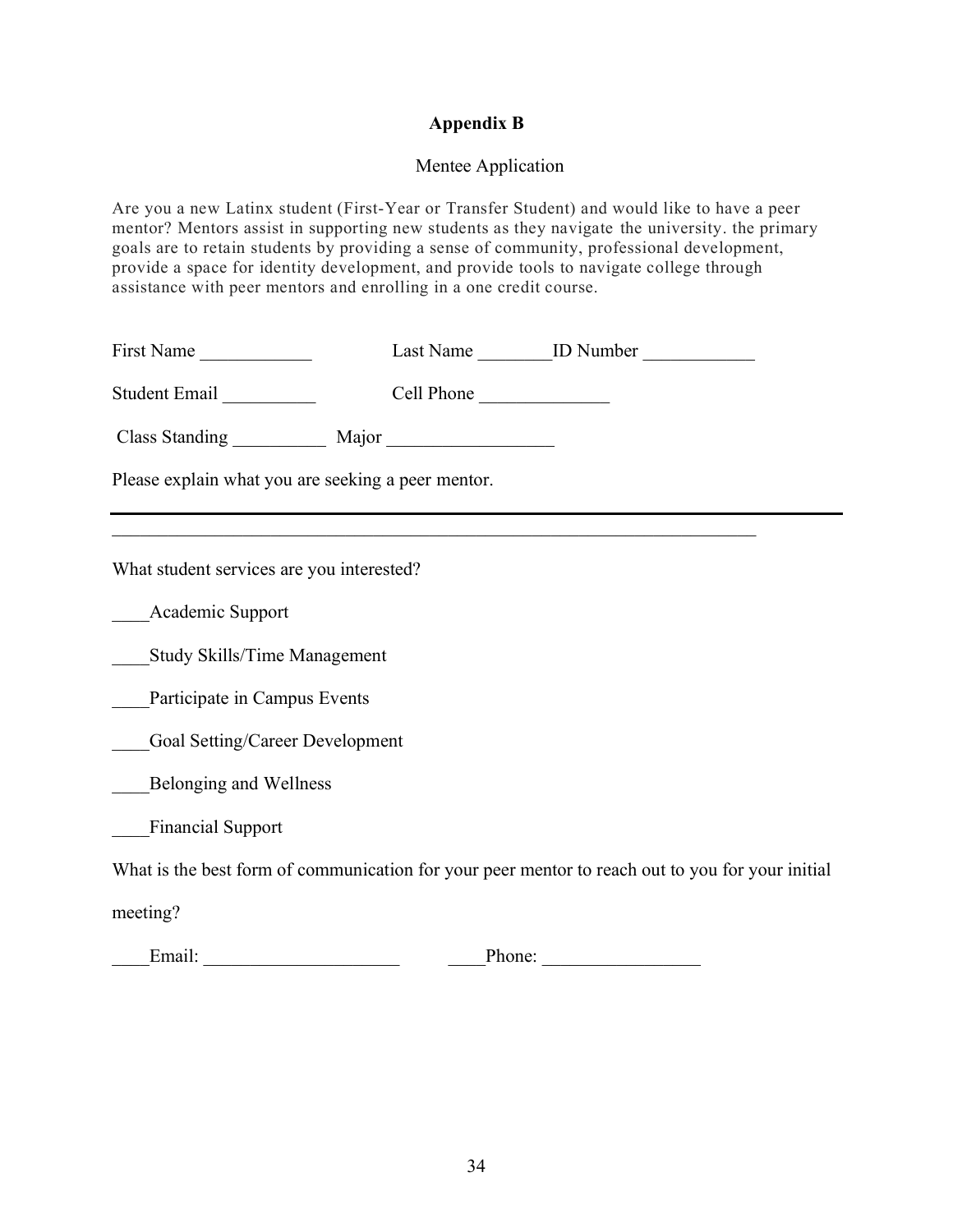# Appendix B

Mentee Application

Are you a new Latinx student (First-Year or Transfer Student) and would like to have a peer mentor? Mentors assist in supporting new students as they navigate the university. the primary goals are to retain students by providing a sense of community, professional development, provide a space for identity development, and provide tools to navigate college through assistance with peer mentors and enrolling in a one credit course.

First Name ____________ Last Name ________ID Number ____________

Student Email __________ Cell Phone ______________

Class Standing __________ Major _________________

Please explain what you are seeking a peer mentor.

_______________________________________________________________________

What student services are you interested?

____Academic Support

____Study Skills/Time Management

____Participate in Campus Events

____Goal Setting/Career Development

____Belonging and Wellness

____Financial Support

What is the best form of communication for your peer mentor to reach out to you for your initial meeting?

____Email: _____________________ ____Phone: _________________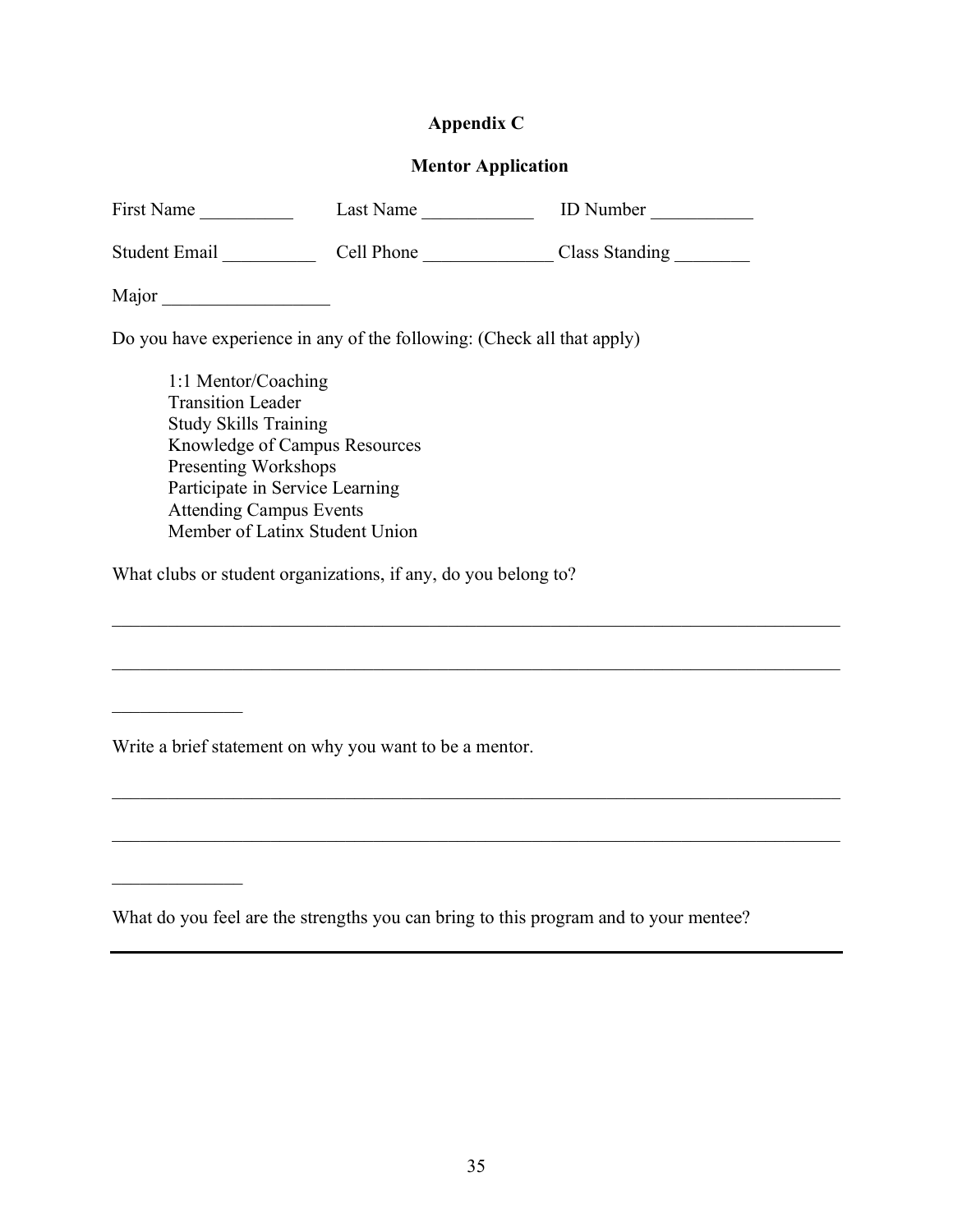# Appendix C

## Mentor Application

First Name __________ Last Name ____________ ID Number ___________

Student Email __________ Cell Phone ______________ Class Standing ________

Major __________________

Do you have experience in any of the following: (Check all that apply)

- 1:1 Mentor/Coaching
- Transition Leader
- Study Skills Training
- Knowledge of Campus Resources
- Presenting Workshops
- Participate in Service Learning
- Attending Campus Events
- Member of Latinx Student Union

What clubs or student organizations, if any, do you belong to?

________________________________________________________________________________

________________________________________________________________________________

______________

Write a brief statement on why you want to be a mentor.

________________________________________________________________________________

________________________________________________________________________________

______________

What do you feel are the strengths you can bring to this program and to your mentee?

________________________________________________________________________________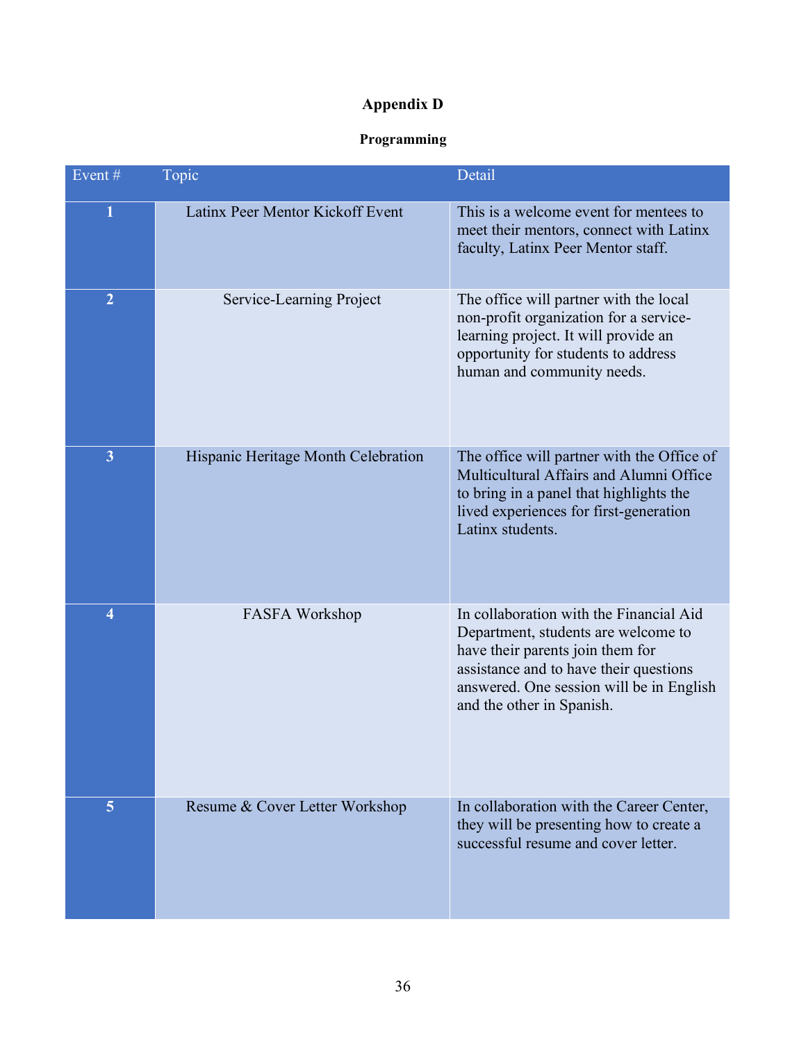# Appendix D

## Programming

| Event # | Topic | Detail |
|---|---|---|
| 1 | Latinx Peer Mentor Kickoff Event | This is a welcome event for mentees to meet their mentors, connect with Latinx faculty, Latinx Peer Mentor staff. |
| 2 | Service-Learning Project | The office will partner with the local non-profit organization for a service-learning project. It will provide an opportunity for students to address human and community needs. |
| 3 | Hispanic Heritage Month Celebration | The office will partner with the Office of Multicultural Affairs and Alumni Office to bring in a panel that highlights the lived experiences for first-generation Latinx students. |
| 4 | FASFA Workshop | In collaboration with the Financial Aid Department, students are welcome to have their parents join them for assistance and to have their questions answered. One session will be in English and the other in Spanish. |
| 5 | Resume & Cover Letter Workshop | In collaboration with the Career Center, they will be presenting how to create a successful resume and cover letter. |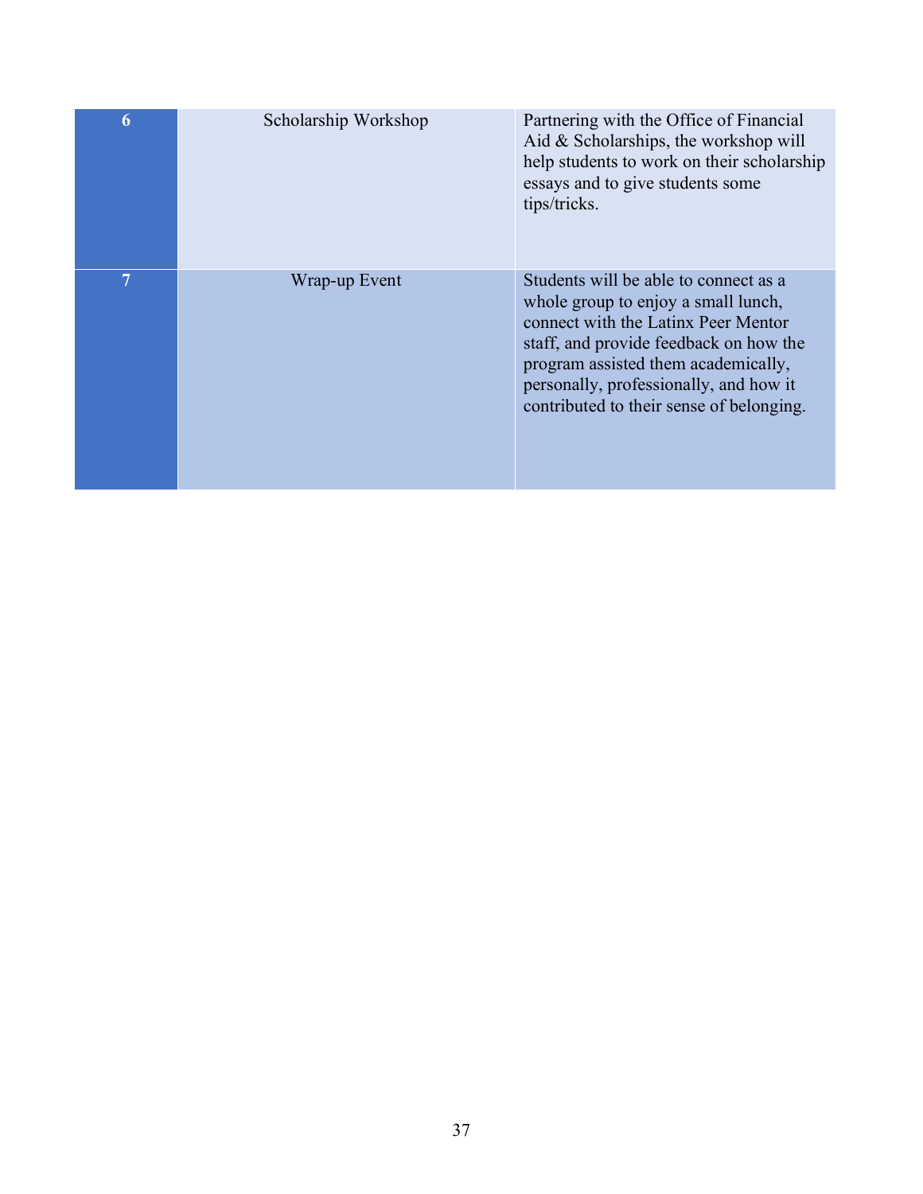| | | |
|---|---|---|
| **6** | Scholarship Workshop | Partnering with the Office of Financial Aid & Scholarships, the workshop will help students to work on their scholarship essays and to give students some tips/tricks. |
| **7** | Wrap-up Event | Students will be able to connect as a whole group to enjoy a small lunch, connect with the Latinx Peer Mentor staff, and provide feedback on how the program assisted them academically, personally, professionally, and how it contributed to their sense of belonging. |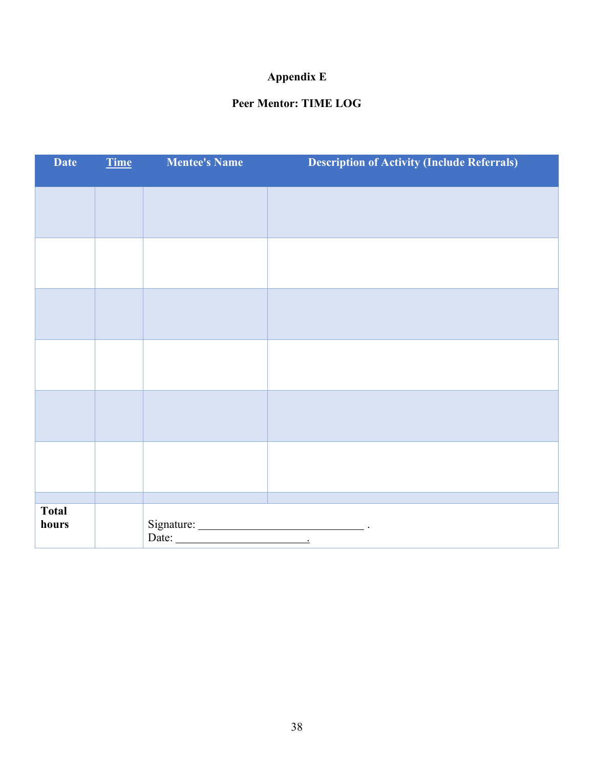# Appendix E

## Peer Mentor: TIME LOG

| Date | Time | Mentee's Name | Description of Activity (Include Referrals) |
|---|---|---|---|
| | | | |
| | | | |
| | | | |
| | | | |
| | | | |
| | | | |
| | | | |
| **Total hours** | | Signature: ______________________________ .<br>Date: ________________________. | |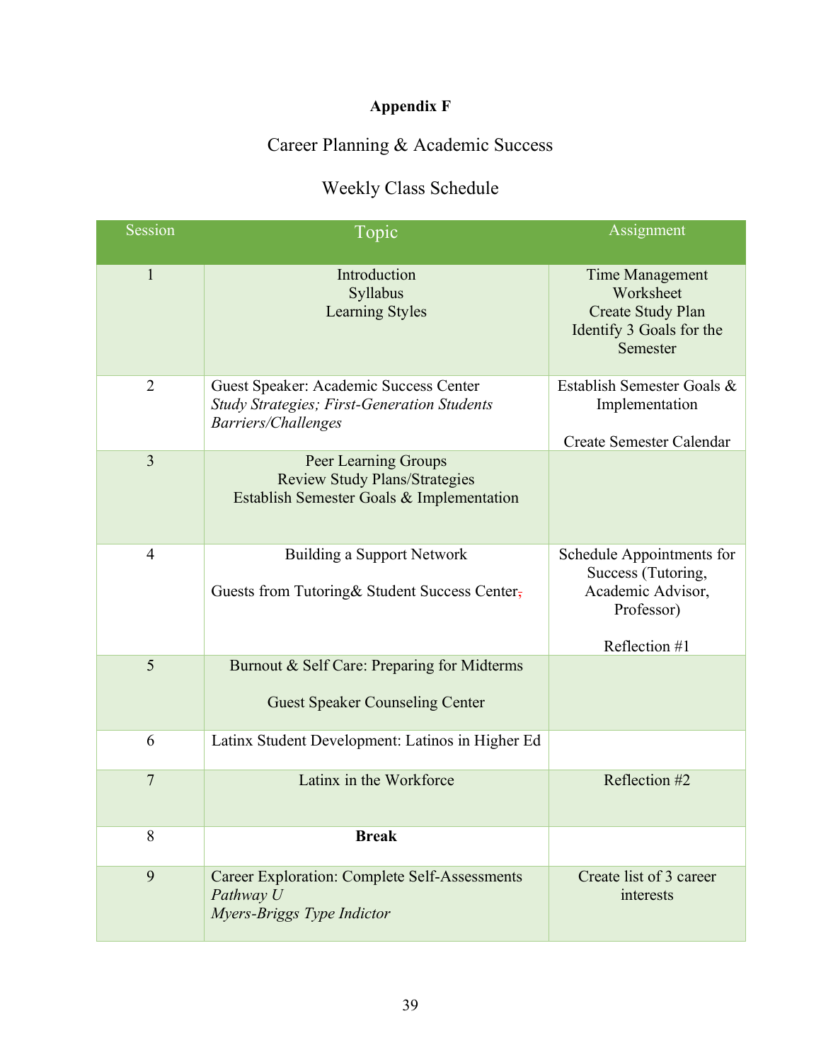**Appendix F**

Career Planning & Academic Success

Weekly Class Schedule

| Session | Topic | Assignment |
|---|---|---|
| 1 | Introduction<br>Syllabus<br>Learning Styles | Time Management Worksheet<br>Create Study Plan<br>Identify 3 Goals for the Semester |
| 2 | Guest Speaker: Academic Success Center<br>*Study Strategies; First-Generation Students Barriers/Challenges* | Establish Semester Goals & Implementation<br><br>Create Semester Calendar |
| 3 | Peer Learning Groups<br>Review Study Plans/Strategies<br>Establish Semester Goals & Implementation | |
| 4 | Building a Support Network<br><br>Guests from Tutoring& Student Success Center | Schedule Appointments for Success (Tutoring, Academic Advisor, Professor)<br><br>Reflection #1 |
| 5 | Burnout & Self Care: Preparing for Midterms<br><br>Guest Speaker Counseling Center | |
| 6 | Latinx Student Development: Latinos in Higher Ed | |
| 7 | Latinx in the Workforce | Reflection #2 |
| 8 | **Break** | |
| 9 | Career Exploration: Complete Self-Assessments<br>*Pathway U*<br>*Myers-Briggs Type Indictor* | Create list of 3 career interests |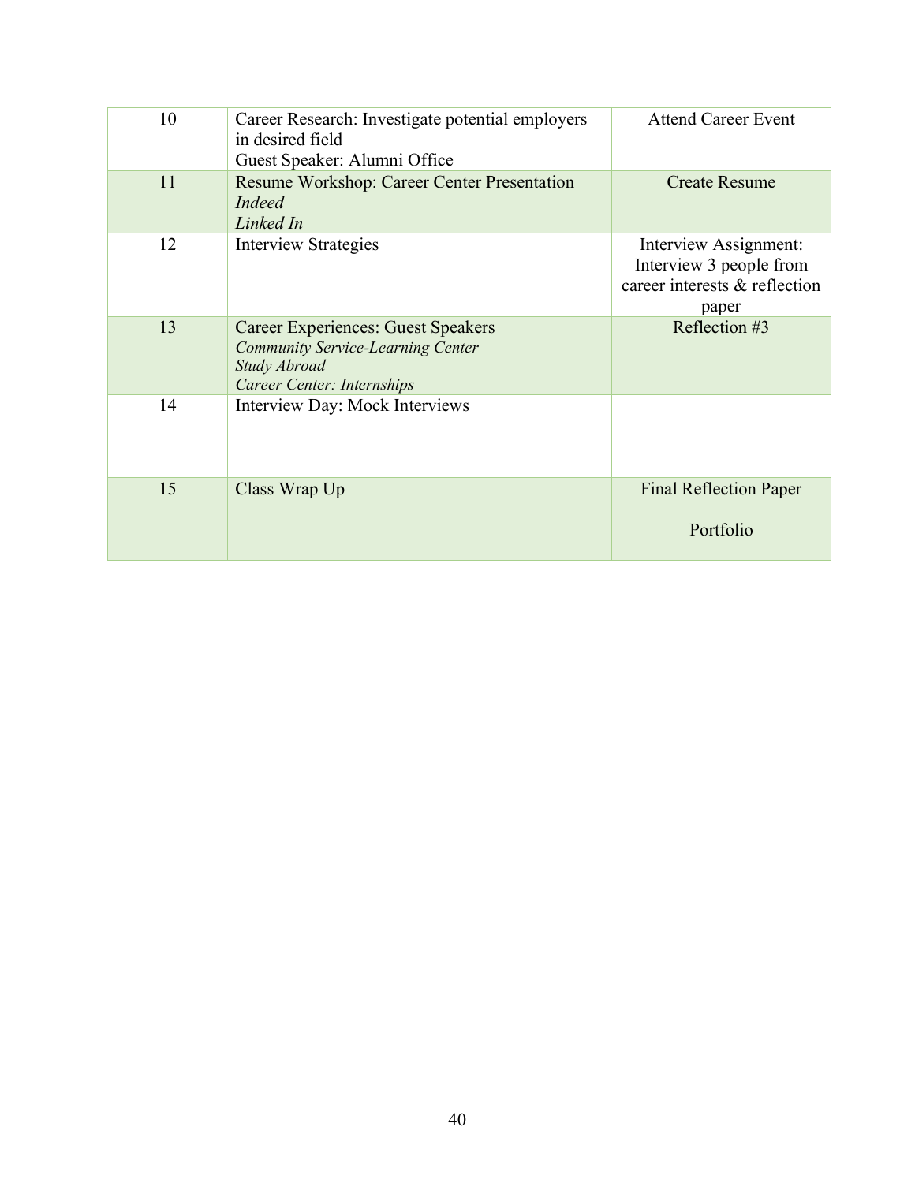| 10 | Career Research: Investigate potential employers in desired field<br>Guest Speaker: Alumni Office | Attend Career Event |
|---|---|---|
| 11 | Resume Workshop: Career Center Presentation<br>*Indeed*<br>*Linked In* | Create Resume |
| 12 | Interview Strategies | Interview Assignment: Interview 3 people from career interests & reflection paper |
| 13 | Career Experiences: Guest Speakers<br>*Community Service-Learning Center*<br>*Study Abroad*<br>*Career Center: Internships* | Reflection #3 |
| 14 | Interview Day: Mock Interviews | |
| 15 | Class Wrap Up | Final Reflection Paper<br><br>Portfolio |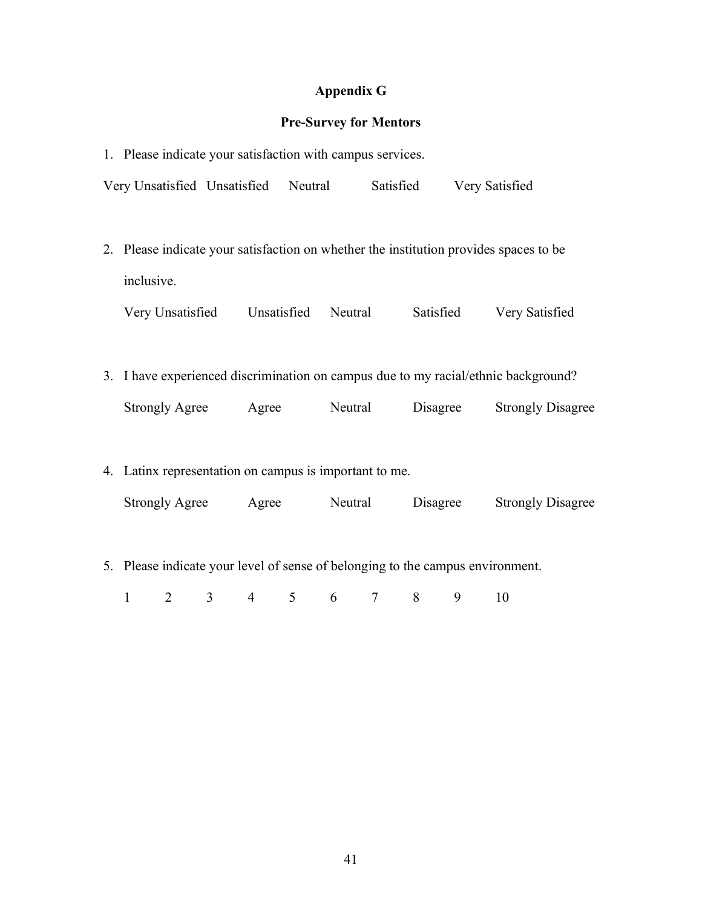# Appendix G

## Pre-Survey for Mentors

1. Please indicate your satisfaction with campus services.

Very Unsatisfied Unsatisfied Neutral Satisfied Very Satisfied

2. Please indicate your satisfaction on whether the institution provides spaces to be inclusive.

   Very Unsatisfied Unsatisfied Neutral Satisfied Very Satisfied

3. I have experienced discrimination on campus due to my racial/ethnic background?

   Strongly Agree Agree Neutral Disagree Strongly Disagree

4. Latinx representation on campus is important to me.

   Strongly Agree Agree Neutral Disagree Strongly Disagree

5. Please indicate your level of sense of belonging to the campus environment.

   1 2 3 4 5 6 7 8 9 10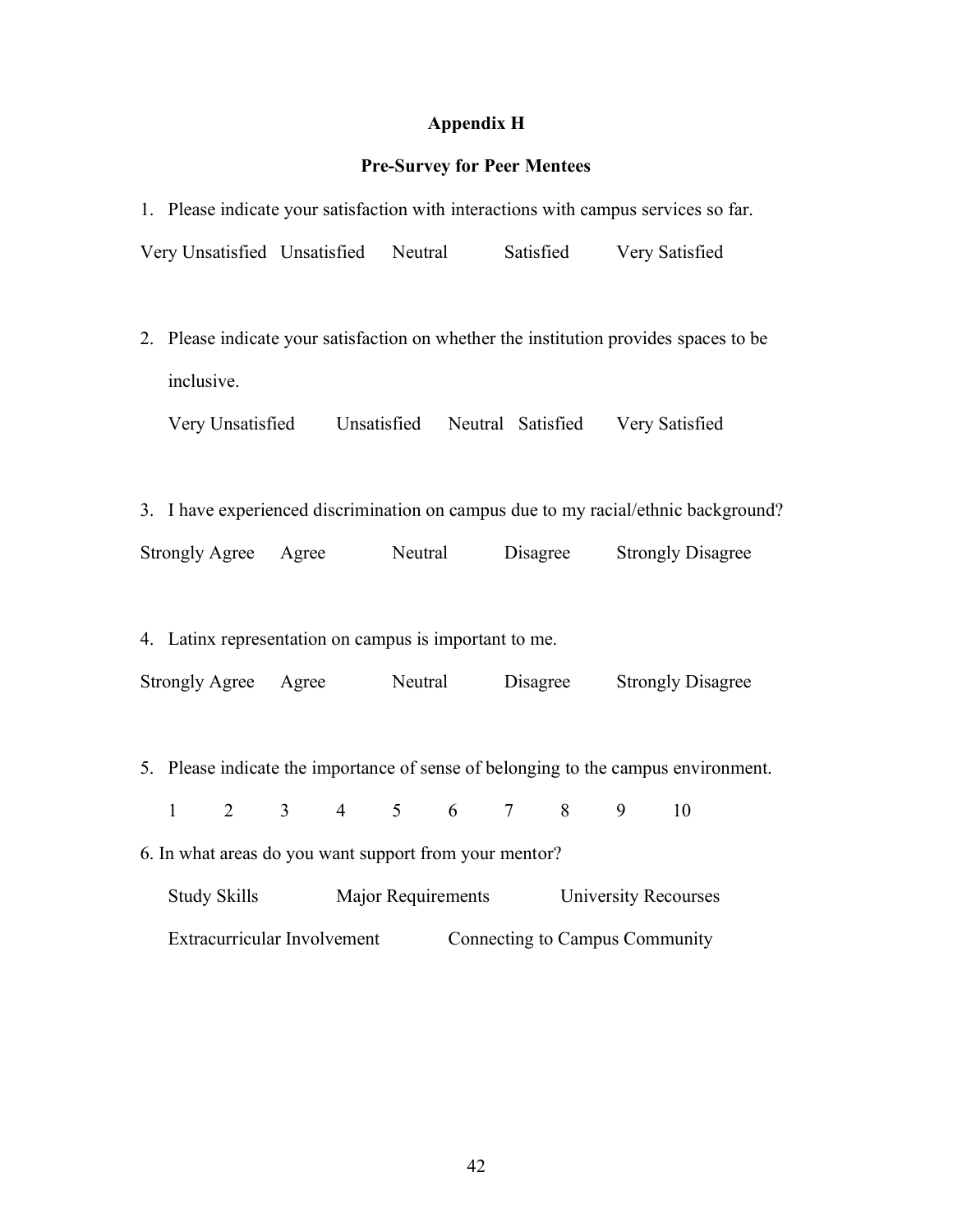# Appendix H

## Pre-Survey for Peer Mentees

1. Please indicate your satisfaction with interactions with campus services so far.

Very Unsatisfied   Unsatisfied   Neutral   Satisfied   Very Satisfied

2. Please indicate your satisfaction on whether the institution provides spaces to be inclusive.

Very Unsatisfied   Unsatisfied   Neutral   Satisfied   Very Satisfied

3. I have experienced discrimination on campus due to my racial/ethnic background?

Strongly Agree   Agree   Neutral   Disagree   Strongly Disagree

4. Latinx representation on campus is important to me.

Strongly Agree   Agree   Neutral   Disagree   Strongly Disagree

5. Please indicate the importance of sense of belonging to the campus environment.

1   2   3   4   5   6   7   8   9   10

6. In what areas do you want support from your mentor?

Study Skills   Major Requirements   University Recourses

Extracurricular Involvement   Connecting to Campus Community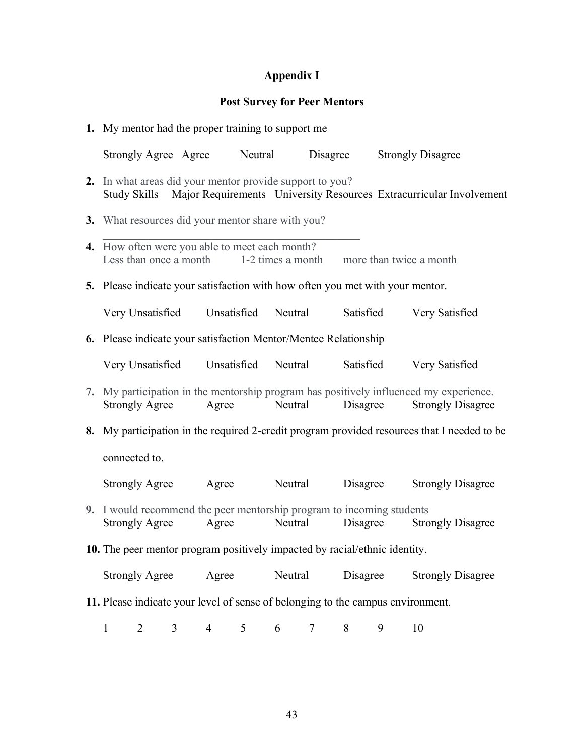## Appendix I

## Post Survey for Peer Mentors

1. My mentor had the proper training to support me

   Strongly Agree   Agree   Neutral   Disagree   Strongly Disagree

2. In what areas did your mentor provide support to you?
   Study Skills   Major Requirements   University Resources   Extracurricular Involvement

3. What resources did your mentor share with you?
   ______________________________________________

4. How often were you able to meet each month?
   Less than once a month   1-2 times a month   more than twice a month

5. Please indicate your satisfaction with how often you met with your mentor.

   Very Unsatisfied   Unsatisfied   Neutral   Satisfied   Very Satisfied

6. Please indicate your satisfaction Mentor/Mentee Relationship

   Very Unsatisfied   Unsatisfied   Neutral   Satisfied   Very Satisfied

7. My participation in the mentorship program has positively influenced my experience.
   Strongly Agree   Agree   Neutral   Disagree   Strongly Disagree

8. My participation in the required 2-credit program provided resources that I needed to be connected to.

   Strongly Agree   Agree   Neutral   Disagree   Strongly Disagree

9. I would recommend the peer mentorship program to incoming students
   Strongly Agree   Agree   Neutral   Disagree   Strongly Disagree

10. The peer mentor program positively impacted by racial/ethnic identity.

    Strongly Agree   Agree   Neutral   Disagree   Strongly Disagree

11. Please indicate your level of sense of belonging to the campus environment.

    1   2   3   4   5   6   7   8   9   10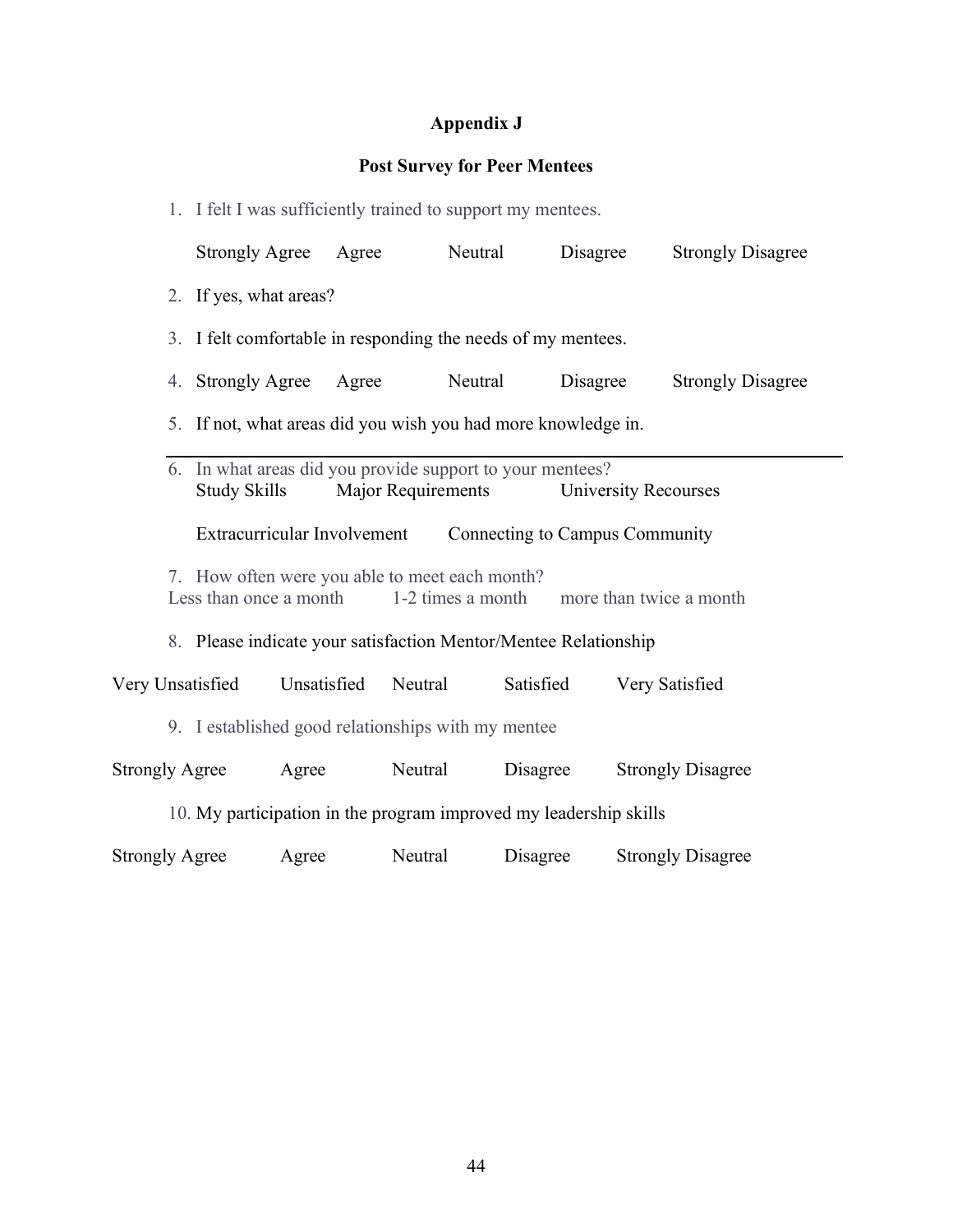## Appendix J

## Post Survey for Peer Mentees

1. I felt I was sufficiently trained to support my mentees.

   Strongly Agree     Agree     Neutral     Disagree     Strongly Disagree

2. If yes, what areas?

3. I felt comfortable in responding the needs of my mentees.

4. Strongly Agree     Agree     Neutral     Disagree     Strongly Disagree

5. If not, what areas did you wish you had more knowledge in.

---

6. In what areas did you provide support to your mentees?

   Study Skills     Major Requirements     University Recourses

   Extracurricular Involvement     Connecting to Campus Community

7. How often were you able to meet each month?

   Less than once a month     1-2 times a month     more than twice a month

8. Please indicate your satisfaction Mentor/Mentee Relationship

   Very Unsatisfied     Unsatisfied     Neutral     Satisfied     Very Satisfied

9. I established good relationships with my mentee

   Strongly Agree     Agree     Neutral     Disagree     Strongly Disagree

10. My participation in the program improved my leadership skills

    Strongly Agree     Agree     Neutral     Disagree     Strongly Disagree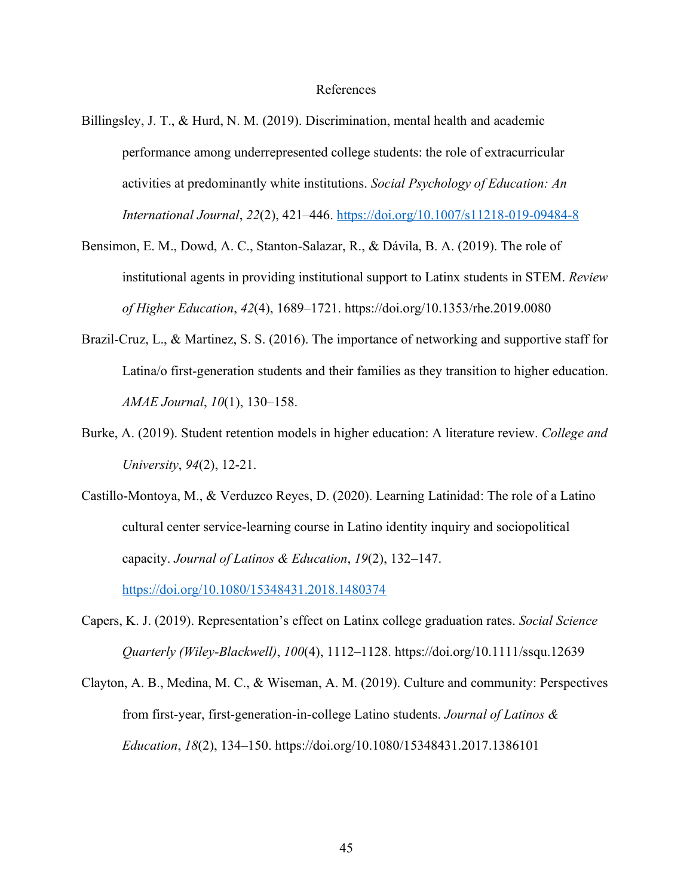# References

Billingsley, J. T., & Hurd, N. M. (2019). Discrimination, mental health and academic performance among underrepresented college students: the role of extracurricular activities at predominantly white institutions. *Social Psychology of Education: An International Journal*, *22*(2), 421–446. https://doi.org/10.1007/s11218-019-09484-8

Bensimon, E. M., Dowd, A. C., Stanton-Salazar, R., & Dávila, B. A. (2019). The role of institutional agents in providing institutional support to Latinx students in STEM. *Review of Higher Education*, *42*(4), 1689–1721. https://doi.org/10.1353/rhe.2019.0080

Brazil-Cruz, L., & Martinez, S. S. (2016). The importance of networking and supportive staff for Latina/o first-generation students and their families as they transition to higher education. *AMAE Journal*, *10*(1), 130–158.

Burke, A. (2019). Student retention models in higher education: A literature review. *College and University*, *94*(2), 12-21.

Castillo-Montoya, M., & Verduzco Reyes, D. (2020). Learning Latinidad: The role of a Latino cultural center service-learning course in Latino identity inquiry and sociopolitical capacity. *Journal of Latinos & Education*, *19*(2), 132–147. https://doi.org/10.1080/15348431.2018.1480374

Capers, K. J. (2019). Representation's effect on Latinx college graduation rates. *Social Science Quarterly (Wiley-Blackwell)*, *100*(4), 1112–1128. https://doi.org/10.1111/ssqu.12639

Clayton, A. B., Medina, M. C., & Wiseman, A. M. (2019). Culture and community: Perspectives from first-year, first-generation-in-college Latino students. *Journal of Latinos & Education*, *18*(2), 134–150. https://doi.org/10.1080/15348431.2017.1386101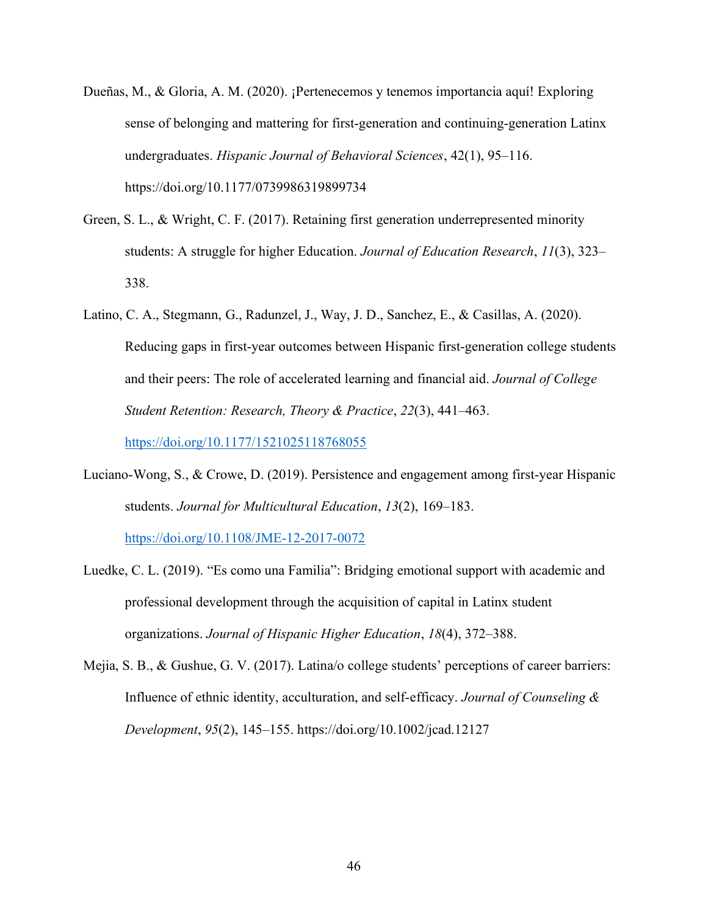Dueñas, M., & Gloria, A. M. (2020). ¡Pertenecemos y tenemos importancia aquí! Exploring sense of belonging and mattering for first-generation and continuing-generation Latinx undergraduates. *Hispanic Journal of Behavioral Sciences*, 42(1), 95–116. https://doi.org/10.1177/0739986319899734

Green, S. L., & Wright, C. F. (2017). Retaining first generation underrepresented minority students: A struggle for higher Education. *Journal of Education Research*, *11*(3), 323–338.

Latino, C. A., Stegmann, G., Radunzel, J., Way, J. D., Sanchez, E., & Casillas, A. (2020). Reducing gaps in first-year outcomes between Hispanic first-generation college students and their peers: The role of accelerated learning and financial aid. *Journal of College Student Retention: Research, Theory & Practice*, *22*(3), 441–463. https://doi.org/10.1177/1521025118768055

Luciano-Wong, S., & Crowe, D. (2019). Persistence and engagement among first-year Hispanic students. *Journal for Multicultural Education*, *13*(2), 169–183. https://doi.org/10.1108/JME-12-2017-0072

Luedke, C. L. (2019). "Es como una Familia": Bridging emotional support with academic and professional development through the acquisition of capital in Latinx student organizations. *Journal of Hispanic Higher Education*, *18*(4), 372–388.

Mejia, S. B., & Gushue, G. V. (2017). Latina/o college students' perceptions of career barriers: Influence of ethnic identity, acculturation, and self-efficacy. *Journal of Counseling & Development*, *95*(2), 145–155. https://doi.org/10.1002/jcad.12127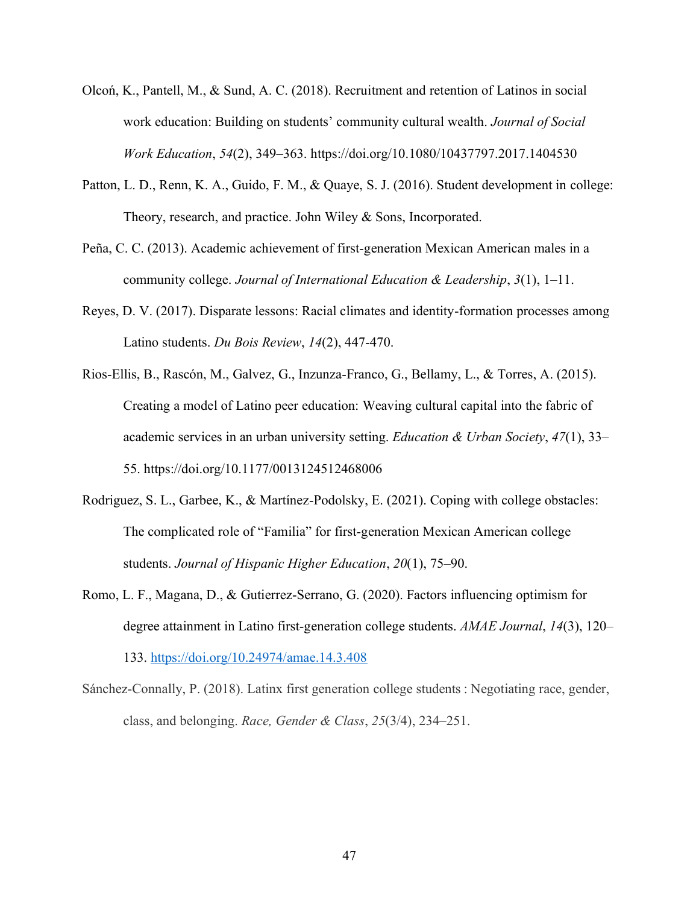Olcoń, K., Pantell, M., & Sund, A. C. (2018). Recruitment and retention of Latinos in social work education: Building on students' community cultural wealth. *Journal of Social Work Education*, *54*(2), 349–363. https://doi.org/10.1080/10437797.2017.1404530

Patton, L. D., Renn, K. A., Guido, F. M., & Quaye, S. J. (2016). Student development in college: Theory, research, and practice. John Wiley & Sons, Incorporated.

Peña, C. C. (2013). Academic achievement of first-generation Mexican American males in a community college. *Journal of International Education & Leadership*, *3*(1), 1–11.

Reyes, D. V. (2017). Disparate lessons: Racial climates and identity-formation processes among Latino students. *Du Bois Review*, *14*(2), 447-470.

Rios-Ellis, B., Rascón, M., Galvez, G., Inzunza-Franco, G., Bellamy, L., & Torres, A. (2015). Creating a model of Latino peer education: Weaving cultural capital into the fabric of academic services in an urban university setting. *Education & Urban Society*, *47*(1), 33–55. https://doi.org/10.1177/0013124512468006

Rodriguez, S. L., Garbee, K., & Martínez-Podolsky, E. (2021). Coping with college obstacles: The complicated role of "Familia" for first-generation Mexican American college students. *Journal of Hispanic Higher Education*, *20*(1), 75–90.

Romo, L. F., Magana, D., & Gutierrez-Serrano, G. (2020). Factors influencing optimism for degree attainment in Latino first-generation college students. *AMAE Journal*, *14*(3), 120–133. https://doi.org/10.24974/amae.14.3.408

Sánchez-Connally, P. (2018). Latinx first generation college students : Negotiating race, gender, class, and belonging. *Race, Gender & Class*, *25*(3/4), 234–251.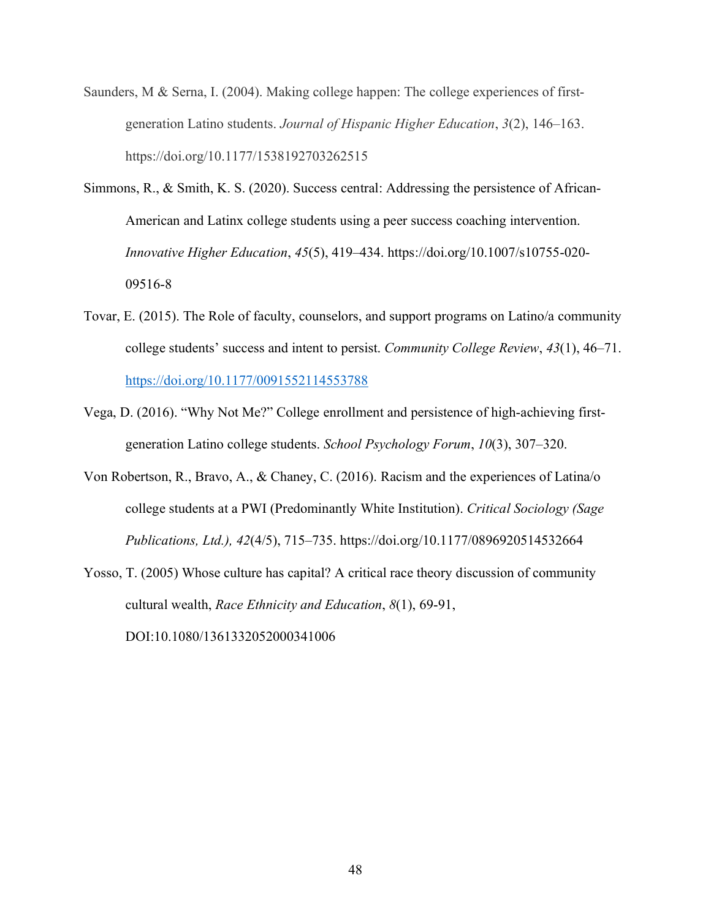Saunders, M & Serna, I. (2004). Making college happen: The college experiences of first-generation Latino students. *Journal of Hispanic Higher Education*, *3*(2), 146–163. https://doi.org/10.1177/1538192703262515

Simmons, R., & Smith, K. S. (2020). Success central: Addressing the persistence of African-American and Latinx college students using a peer success coaching intervention. *Innovative Higher Education*, *45*(5), 419–434. https://doi.org/10.1007/s10755-020-09516-8

Tovar, E. (2015). The Role of faculty, counselors, and support programs on Latino/a community college students' success and intent to persist. *Community College Review*, *43*(1), 46–71. https://doi.org/10.1177/0091552114553788

Vega, D. (2016). "Why Not Me?" College enrollment and persistence of high-achieving first-generation Latino college students. *School Psychology Forum*, *10*(3), 307–320.

Von Robertson, R., Bravo, A., & Chaney, C. (2016). Racism and the experiences of Latina/o college students at a PWI (Predominantly White Institution). *Critical Sociology (Sage Publications, Ltd.), 42*(4/5), 715–735. https://doi.org/10.1177/0896920514532664

Yosso, T. (2005) Whose culture has capital? A critical race theory discussion of community cultural wealth, *Race Ethnicity and Education*, *8*(1), 69-91, DOI:10.1080/1361332052000341006